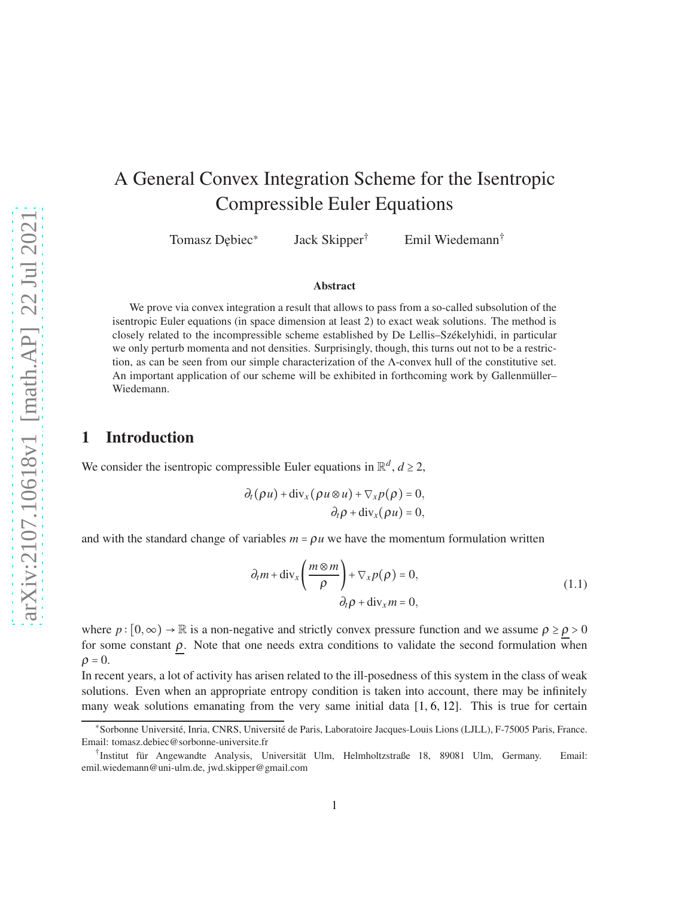# A General Convex Integration Scheme for the Isentropic Compressible Euler Equations

Tomasz Dębiec[*] Jack Skipper[†] Emil Wiedemann[†]

### Abstract

We prove via convex integration a result that allows to pass from a so-called subsolution of the isentropic Euler equations (in space dimension at least 2) to exact weak solutions. The method is closely related to the incompressible scheme established by De Lellis–Székelyhidi, in particular we only perturb momenta and not densities. Surprisingly, though, this turns out not to be a restriction, as can be seen from our simple characterization of the $\Lambda$-convex hull of the constitutive set. An important application of our scheme will be exhibited in forthcoming work by Gallenmüller–Wiedemann.

## 1 Introduction

We consider the isentropic compressible Euler equations in $\mathbb{R}^d$, $d \geq 2$,

$$
\begin{aligned}
\partial_t(\rho u) + \operatorname{div}_x(\rho u \otimes u) + \nabla_x p(\rho) &= 0, \\
\partial_t \rho + \operatorname{div}_x(\rho u) &= 0,
\end{aligned}
$$

and with the standard change of variables $m = \rho u$ we have the momentum formulation written

$$
\begin{aligned}
\partial_t m + \operatorname{div}_x\left(\frac{m \otimes m}{\rho}\right) + \nabla_x p(\rho) &= 0, \\
\partial_t \rho + \operatorname{div}_x m &= 0,
\end{aligned}
\tag{1.1}
$$

where $p : [0,\infty) \to \mathbb{R}$ is a non-negative and strictly convex pressure function and we assume $\rho \geq \underline{\rho} > 0$ for some constant $\underline{\rho}$. Note that one needs extra conditions to validate the second formulation when $\rho = 0$.

In recent years, a lot of activity has arisen related to the ill-posedness of this system in the class of weak solutions. Even when an appropriate entropy condition is taken into account, there may be infinitely many weak solutions emanating from the very same initial data [1, 6, 12]. This is true for certain

---

[*] Sorbonne Université, Inria, CNRS, Université de Paris, Laboratoire Jacques-Louis Lions (LJLL), F-75005 Paris, France. Email: tomasz.debiec@sorbonne-universite.fr

[†] Institut für Angewandte Analysis, Universität Ulm, Helmholtzstraße 18, 89081 Ulm, Germany. Email: emil.wiedemann@uni-ulm.de, jwd.skipper@gmail.com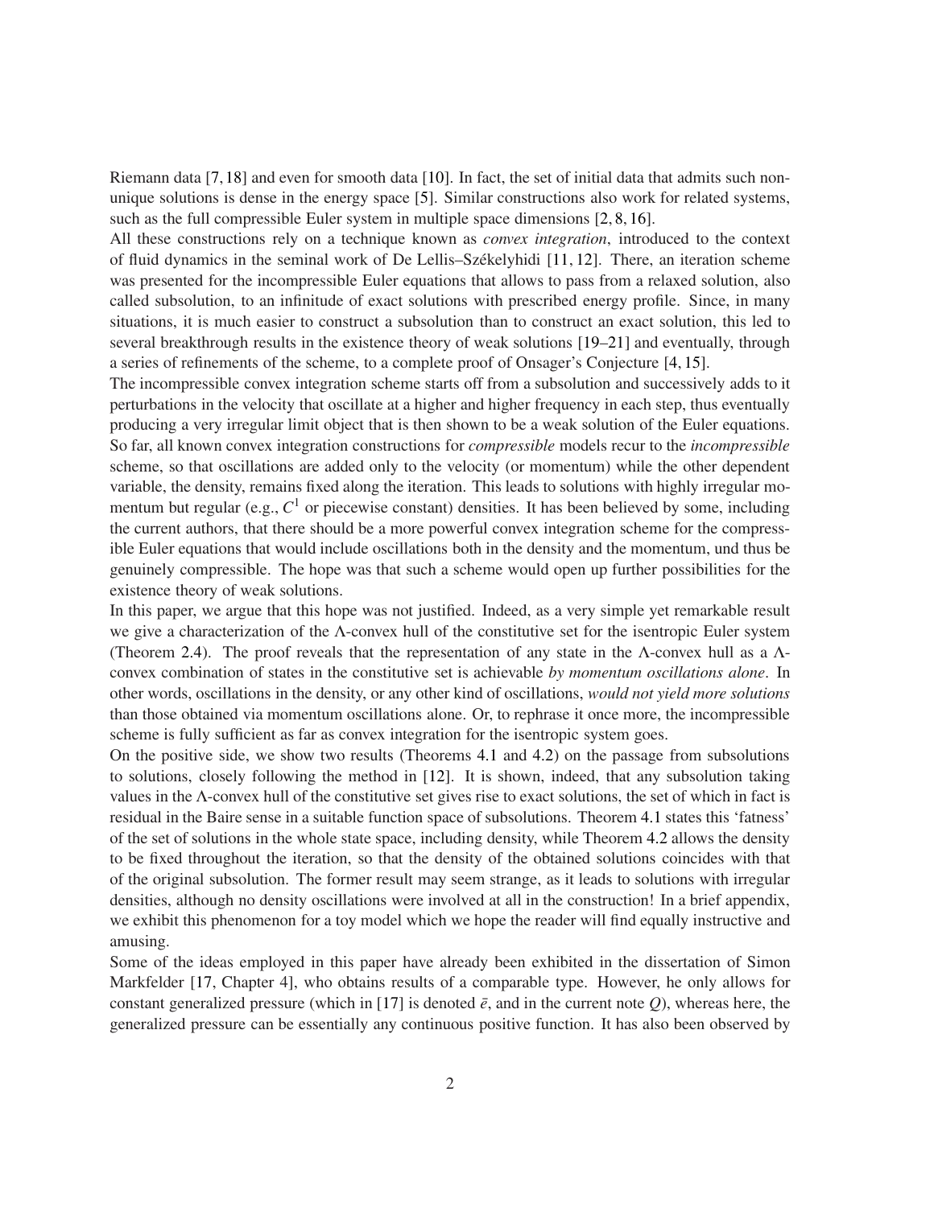Riemann data [7, 18] and even for smooth data [10]. In fact, the set of initial data that admits such non-unique solutions is dense in the energy space [5]. Similar constructions also work for related systems, such as the full compressible Euler system in multiple space dimensions [2, 8, 16].

All these constructions rely on a technique known as *convex integration*, introduced to the context of fluid dynamics in the seminal work of De Lellis–Székelyhidi [11, 12]. There, an iteration scheme was presented for the incompressible Euler equations that allows to pass from a relaxed solution, also called subsolution, to an infinitude of exact solutions with prescribed energy profile. Since, in many situations, it is much easier to construct a subsolution than to construct an exact solution, this led to several breakthrough results in the existence theory of weak solutions [19–21] and eventually, through a series of refinements of the scheme, to a complete proof of Onsager's Conjecture [4, 15].

The incompressible convex integration scheme starts off from a subsolution and successively adds to it perturbations in the velocity that oscillate at a higher and higher frequency in each step, thus eventually producing a very irregular limit object that is then shown to be a weak solution of the Euler equations. So far, all known convex integration constructions for *compressible* models recur to the *incompressible* scheme, so that oscillations are added only to the velocity (or momentum) while the other dependent variable, the density, remains fixed along the iteration. This leads to solutions with highly irregular momentum but regular (e.g., $C^1$ or piecewise constant) densities. It has been believed by some, including the current authors, that there should be a more powerful convex integration scheme for the compressible Euler equations that would include oscillations both in the density and the momentum, und thus be genuinely compressible. The hope was that such a scheme would open up further possibilities for the existence theory of weak solutions.

In this paper, we argue that this hope was not justified. Indeed, as a very simple yet remarkable result we give a characterization of the $\Lambda$-convex hull of the constitutive set for the isentropic Euler system (Theorem 2.4). The proof reveals that the representation of any state in the $\Lambda$-convex hull as a $\Lambda$-convex combination of states in the constitutive set is achievable *by momentum oscillations alone*. In other words, oscillations in the density, or any other kind of oscillations, *would not yield more solutions* than those obtained via momentum oscillations alone. Or, to rephrase it once more, the incompressible scheme is fully sufficient as far as convex integration for the isentropic system goes.

On the positive side, we show two results (Theorems 4.1 and 4.2) on the passage from subsolutions to solutions, closely following the method in [12]. It is shown, indeed, that any subsolution taking values in the $\Lambda$-convex hull of the constitutive set gives rise to exact solutions, the set of which in fact is residual in the Baire sense in a suitable function space of subsolutions. Theorem 4.1 states this 'fatness' of the set of solutions in the whole state space, including density, while Theorem 4.2 allows the density to be fixed throughout the iteration, so that the density of the obtained solutions coincides with that of the original subsolution. The former result may seem strange, as it leads to solutions with irregular densities, although no density oscillations were involved at all in the construction! In a brief appendix, we exhibit this phenomenon for a toy model which we hope the reader will find equally instructive and amusing.

Some of the ideas employed in this paper have already been exhibited in the dissertation of Simon Markfelder [17, Chapter 4], who obtains results of a comparable type. However, he only allows for constant generalized pressure (which in [17] is denoted $\bar{e}$, and in the current note $Q$), whereas here, the generalized pressure can be essentially any continuous positive function. It has also been observed by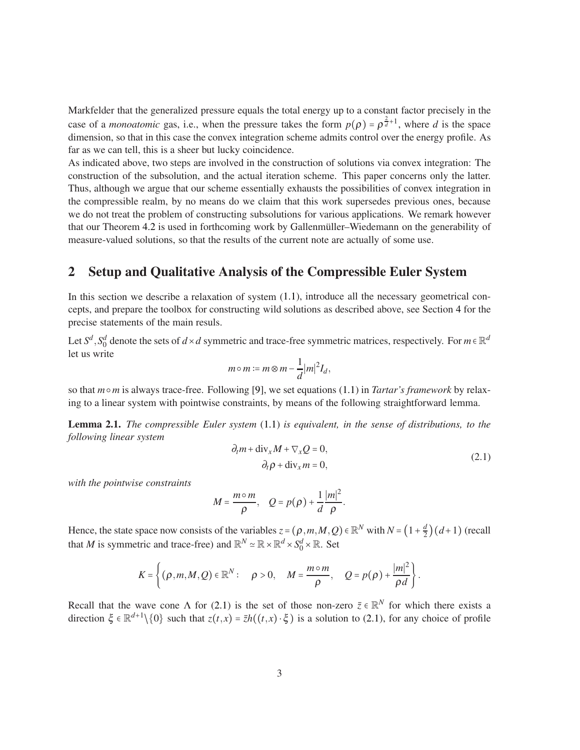Markfelder that the generalized pressure equals the total energy up to a constant factor precisely in the case of a *monoatomic* gas, i.e., when the pressure takes the form $p(\rho) = \rho^{\frac{2}{d}+1}$, where $d$ is the space dimension, so that in this case the convex integration scheme admits control over the energy profile. As far as we can tell, this is a sheer but lucky coincidence.

As indicated above, two steps are involved in the construction of solutions via convex integration: The construction of the subsolution, and the actual iteration scheme. This paper concerns only the latter. Thus, although we argue that our scheme essentially exhausts the possibilities of convex integration in the compressible realm, by no means do we claim that this work supersedes previous ones, because we do not treat the problem of constructing subsolutions for various applications. We remark however that our Theorem 4.2 is used in forthcoming work by Gallenmüller–Wiedemann on the generability of measure-valued solutions, so that the results of the current note are actually of some use.

## 2 Setup and Qualitative Analysis of the Compressible Euler System

In this section we describe a relaxation of system (1.1), introduce all the necessary geometrical concepts, and prepare the toolbox for constructing wild solutions as described above, see Section 4 for the precise statements of the main resuls.

Let $S^d, S_0^d$ denote the sets of $d \times d$ symmetric and trace-free symmetric matrices, respectively. For $m \in \mathbb{R}^d$ let us write

$$m \circ m := m \otimes m - \frac{1}{d}|m|^2 I_d,$$

so that $m \circ m$ is always trace-free. Following [9], we set equations (1.1) in *Tartar's framework* by relaxing to a linear system with pointwise constraints, by means of the following straightforward lemma.

**Lemma 2.1.** *The compressible Euler system* (1.1) *is equivalent, in the sense of distributions, to the following linear system*

$$\begin{aligned} \partial_t m + \operatorname{div}_x M + \nabla_x Q &= 0, \\ \partial_t \rho + \operatorname{div}_x m &= 0, \end{aligned} \tag{2.1}$$

*with the pointwise constraints*

$$M = \frac{m \circ m}{\rho}, \quad Q = p(\rho) + \frac{1}{d}\frac{|m|^2}{\rho}.$$

Hence, the state space now consists of the variables $z = (\rho, m, M, Q) \in \mathbb{R}^N$ with $N = \left(1 + \frac{d}{2}\right)(d+1)$ (recall that $M$ is symmetric and trace-free) and $\mathbb{R}^N \simeq \mathbb{R} \times \mathbb{R}^d \times S_0^d \times \mathbb{R}$. Set

$$K = \left\{ (\rho, m, M, Q) \in \mathbb{R}^N : \quad \rho > 0, \quad M = \frac{m \circ m}{\rho}, \quad Q = p(\rho) + \frac{|m|^2}{\rho d} \right\}.$$

Recall that the wave cone $\Lambda$ for (2.1) is the set of those non-zero $\bar{z} \in \mathbb{R}^N$ for which there exists a direction $\xi \in \mathbb{R}^{d+1} \setminus \{0\}$ such that $z(t,x) = \bar{z}h((t,x) \cdot \xi)$ is a solution to (2.1), for any choice of profile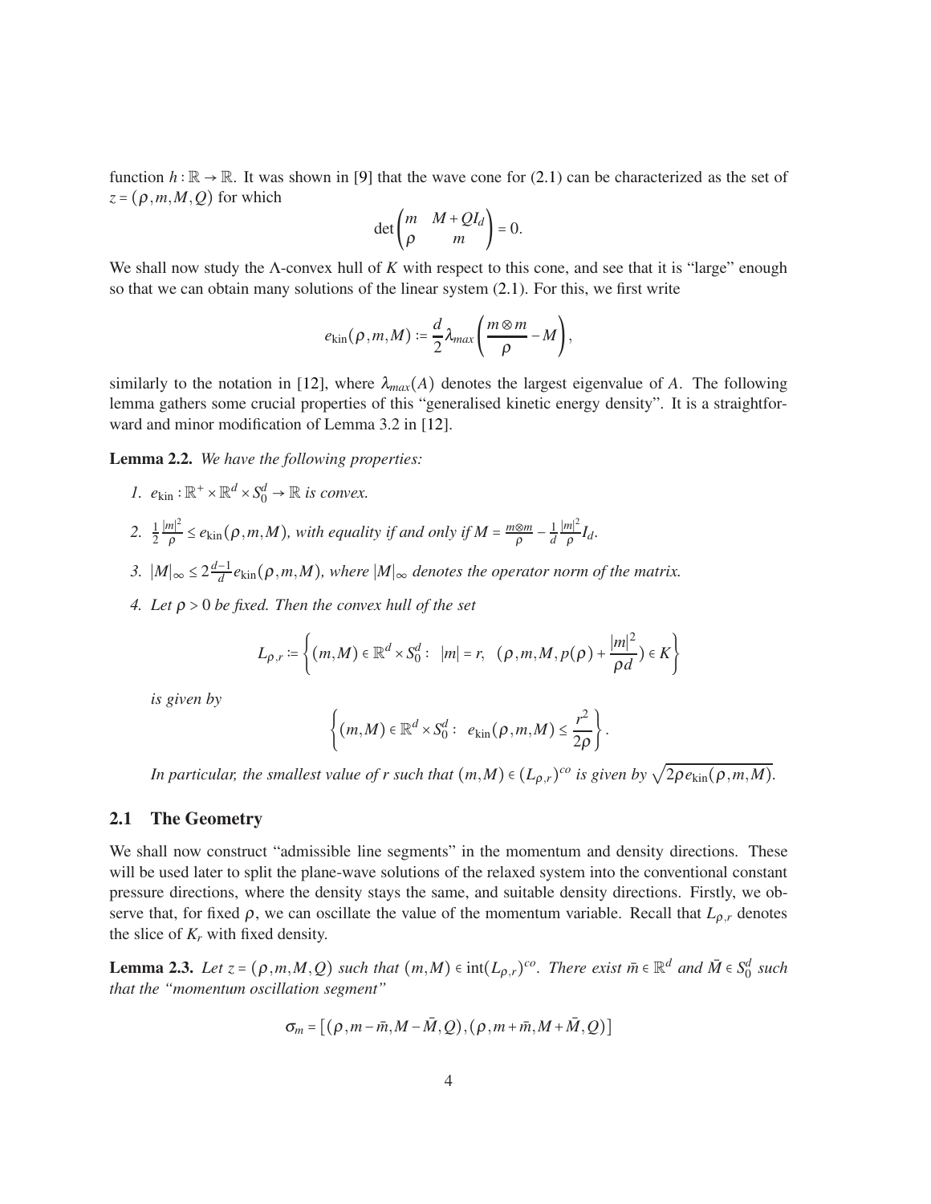function $h : \mathbb{R} \to \mathbb{R}$. It was shown in [9] that the wave cone for (2.1) can be characterized as the set of $z = (\rho, m, M, Q)$ for which

$$\det \begin{pmatrix} m & M + QI_d \\ \rho & m \end{pmatrix} = 0.$$

We shall now study the $\Lambda$-convex hull of $K$ with respect to this cone, and see that it is "large" enough so that we can obtain many solutions of the linear system (2.1). For this, we first write

$$e_{\text{kin}}(\rho, m, M) := \frac{d}{2} \lambda_{max} \left( \frac{m \otimes m}{\rho} - M \right),$$

similarly to the notation in [12], where $\lambda_{max}(A)$ denotes the largest eigenvalue of $A$. The following lemma gathers some crucial properties of this "generalised kinetic energy density". It is a straightforward and minor modification of Lemma 3.2 in [12].

**Lemma 2.2.** *We have the following properties:*

1. $e_{\text{kin}} : \mathbb{R}^+ \times \mathbb{R}^d \times S_0^d \to \mathbb{R}$ *is convex.*
2. $\frac{1}{2} \frac{|m|^2}{\rho} \leq e_{\text{kin}}(\rho, m, M)$*, with equality if and only if* $M = \frac{m \otimes m}{\rho} - \frac{1}{d} \frac{|m|^2}{\rho} I_d$.
3. $|M|_\infty \leq 2 \frac{d-1}{d} e_{\text{kin}}(\rho, m, M)$*, where* $|M|_\infty$ *denotes the operator norm of the matrix.*
4. *Let* $\rho > 0$ *be fixed. Then the convex hull of the set*

$$L_{\rho,r} := \left\{ (m, M) \in \mathbb{R}^d \times S_0^d : \ |m| = r, \ \ (\rho, m, M, p(\rho) + \frac{|m|^2}{\rho d}) \in K \right\}$$

*is given by*

$$\left\{ (m, M) \in \mathbb{R}^d \times S_0^d : \ e_{\text{kin}}(\rho, m, M) \leq \frac{r^2}{2\rho} \right\}.$$

*In particular, the smallest value of r such that* $(m, M) \in (L_{\rho,r})^{co}$ *is given by* $\sqrt{2\rho e_{\text{kin}}(\rho, m, M)}$.

## 2.1 The Geometry

We shall now construct "admissible line segments" in the momentum and density directions. These will be used later to split the plane-wave solutions of the relaxed system into the conventional constant pressure directions, where the density stays the same, and suitable density directions. Firstly, we observe that, for fixed $\rho$, we can oscillate the value of the momentum variable. Recall that $L_{\rho,r}$ denotes the slice of $K_r$ with fixed density.

**Lemma 2.3.** *Let* $z = (\rho, m, M, Q)$ *such that* $(m, M) \in \text{int}(L_{\rho,r})^{co}$. *There exist* $\bar{m} \in \mathbb{R}^d$ *and* $\bar{M} \in S_0^d$ *such that the "momentum oscillation segment"*

$$\sigma_m = [(\rho, m - \bar{m}, M - \bar{M}, Q), (\rho, m + \bar{m}, M + \bar{M}, Q)]$$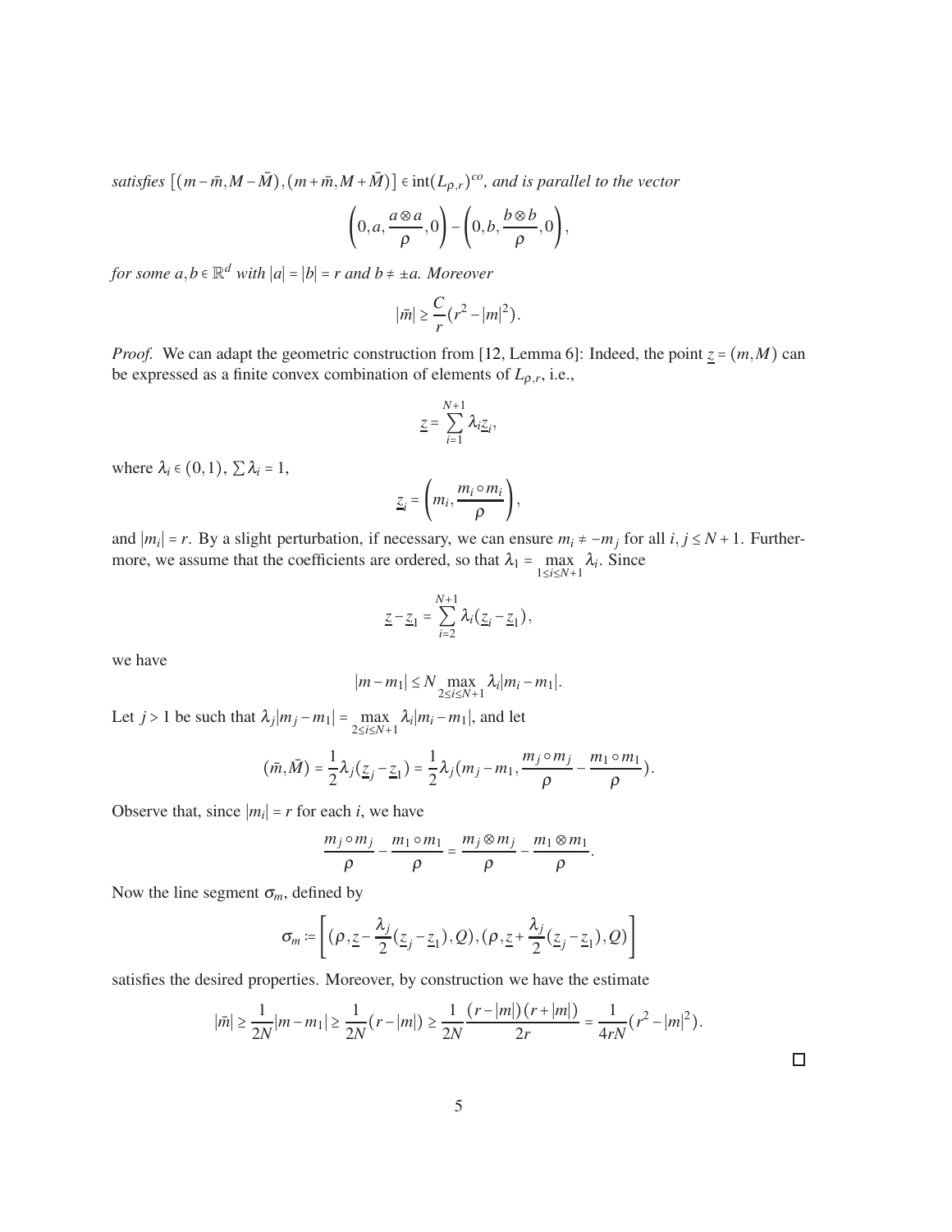*satisfies* $\left[(m-\bar{m}, M-\bar{M}), (m+\bar{m}, M+\bar{M})\right] \in \operatorname{int}(L_{\rho,r})^{co}$*, and is parallel to the vector*

$$\left(0, a, \frac{a \otimes a}{\rho}, 0\right) - \left(0, b, \frac{b \otimes b}{\rho}, 0\right),$$

*for some* $a, b \in \mathbb{R}^d$ *with* $|a| = |b| = r$ *and* $b \neq \pm a$*. Moreover*

$$|\bar{m}| \geq \frac{C}{r}(r^2 - |m|^2).$$

*Proof.* We can adapt the geometric construction from [12, Lemma 6]: Indeed, the point $\underline{z} = (m, M)$ can be expressed as a finite convex combination of elements of $L_{\rho,r}$, i.e.,

$$\underline{z} = \sum_{i=1}^{N+1} \lambda_i \underline{z}_i,$$

where $\lambda_i \in (0,1)$, $\sum \lambda_i = 1$,

$$\underline{z}_i = \left(m_i, \frac{m_i \circ m_i}{\rho}\right),$$

and $|m_i| = r$. By a slight perturbation, if necessary, we can ensure $m_i \neq -m_j$ for all $i, j \leq N+1$. Furthermore, we assume that the coefficients are ordered, so that $\lambda_1 = \max_{1 \leq i \leq N+1} \lambda_i$. Since

$$\underline{z} - \underline{z}_1 = \sum_{i=2}^{N+1} \lambda_i (\underline{z}_i - \underline{z}_1),$$

we have

$$|m - m_1| \leq N \max_{2 \leq i \leq N+1} \lambda_i |m_i - m_1|.$$

Let $j > 1$ be such that $\lambda_j |m_j - m_1| = \max_{2 \leq i \leq N+1} \lambda_i |m_i - m_1|$, and let

$$(\bar{m}, \bar{M}) = \frac{1}{2}\lambda_j(\underline{z}_j - \underline{z}_1) = \frac{1}{2}\lambda_j\left(m_j - m_1, \frac{m_j \circ m_j}{\rho} - \frac{m_1 \circ m_1}{\rho}\right).$$

Observe that, since $|m_i| = r$ for each $i$, we have

$$\frac{m_j \circ m_j}{\rho} - \frac{m_1 \circ m_1}{\rho} = \frac{m_j \otimes m_j}{\rho} - \frac{m_1 \otimes m_1}{\rho}.$$

Now the line segment $\sigma_m$, defined by

$$\sigma_m := \left[\left(\rho, \underline{z} - \frac{\lambda_j}{2}(\underline{z}_j - \underline{z}_1), Q\right), \left(\rho, \underline{z} + \frac{\lambda_j}{2}(\underline{z}_j - \underline{z}_1), Q\right)\right]$$

satisfies the desired properties. Moreover, by construction we have the estimate

$$|\bar{m}| \geq \frac{1}{2N}|m - m_1| \geq \frac{1}{2N}(r - |m|) \geq \frac{1}{2N}\frac{(r - |m|)(r + |m|)}{2r} = \frac{1}{4rN}(r^2 - |m|^2).$$

□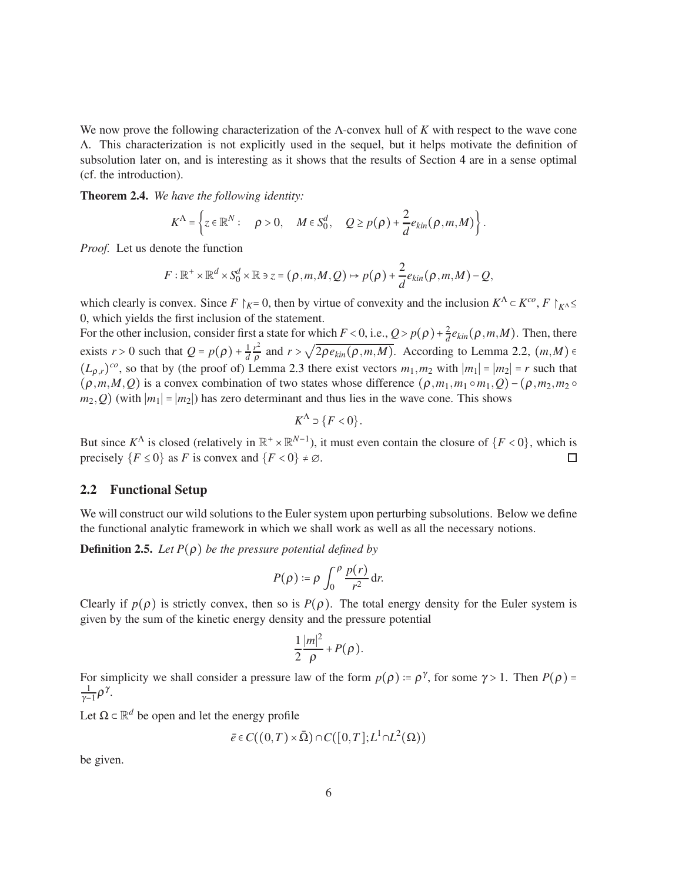We now prove the following characterization of the $\Lambda$-convex hull of $K$ with respect to the wave cone $\Lambda$. This characterization is not explicitly used in the sequel, but it helps motivate the definition of subsolution later on, and is interesting as it shows that the results of Section 4 are in a sense optimal (cf. the introduction).

**Theorem 2.4.** *We have the following identity:*

$$K^{\Lambda} = \left\{ z \in \mathbb{R}^N : \quad \rho > 0, \quad M \in S_0^d, \quad Q \geq p(\rho) + \frac{2}{d} e_{kin}(\rho, m, M) \right\}.$$

*Proof.* Let us denote the function

$$F : \mathbb{R}^+ \times \mathbb{R}^d \times S_0^d \times \mathbb{R} \ni z = (\rho, m, M, Q) \mapsto p(\rho) + \frac{2}{d} e_{kin}(\rho, m, M) - Q,$$

which clearly is convex. Since $F \restriction_K = 0$, then by virtue of convexity and the inclusion $K^{\Lambda} \subset K^{co}$, $F \restriction_{K^{\Lambda}} \leq 0$, which yields the first inclusion of the statement.

For the other inclusion, consider first a state for which $F < 0$, i.e., $Q > p(\rho) + \frac{2}{d} e_{kin}(\rho, m, M)$. Then, there exists $r > 0$ such that $Q = p(\rho) + \frac{1}{d}\frac{r^2}{\rho}$ and $r > \sqrt{2\rho e_{kin}(\rho, m, M)}$. According to Lemma 2.2, $(m, M) \in (L_{\rho,r})^{co}$, so that by (the proof of) Lemma 2.3 there exist vectors $m_1, m_2$ with $|m_1| = |m_2| = r$ such that $(\rho, m, M, Q)$ is a convex combination of two states whose difference $(\rho, m_1, m_1 \circ m_1, Q) - (\rho, m_2, m_2 \circ m_2, Q)$ (with $|m_1| = |m_2|$) has zero determinant and thus lies in the wave cone. This shows

$$K^{\Lambda} \supset \{F < 0\}.$$

But since $K^{\Lambda}$ is closed (relatively in $\mathbb{R}^+ \times \mathbb{R}^{N-1}$), it must even contain the closure of $\{F < 0\}$, which is precisely $\{F \leq 0\}$ as $F$ is convex and $\{F < 0\} \neq \varnothing$. $\square$

## 2.2 Functional Setup

We will construct wild solutions to the Euler system upon perturbing subsolutions. Below we define the functional analytic framework in which we shall work as well as all the necessary notions.

**Definition 2.5.** *Let $P(\rho)$ be the pressure potential defined by*

$$P(\rho) := \rho \int_0^{\rho} \frac{p(r)}{r^2} \, \mathrm{d}r.$$

Clearly if $p(\rho)$ is strictly convex, then so is $P(\rho)$. The total energy density for the Euler system is given by the sum of the kinetic energy density and the pressure potential

$$\frac{1}{2} \frac{|m|^2}{\rho} + P(\rho).$$

For simplicity we shall consider a pressure law of the form $p(\rho) := \rho^{\gamma}$, for some $\gamma > 1$. Then $P(\rho) = \frac{1}{\gamma - 1} \rho^{\gamma}$.

Let $\Omega \subset \mathbb{R}^d$ be open and let the energy profile

$$\bar{e} \in C((0,T) \times \bar{\Omega}) \cap C([0,T]; L^1 \cap L^2(\Omega))$$

be given.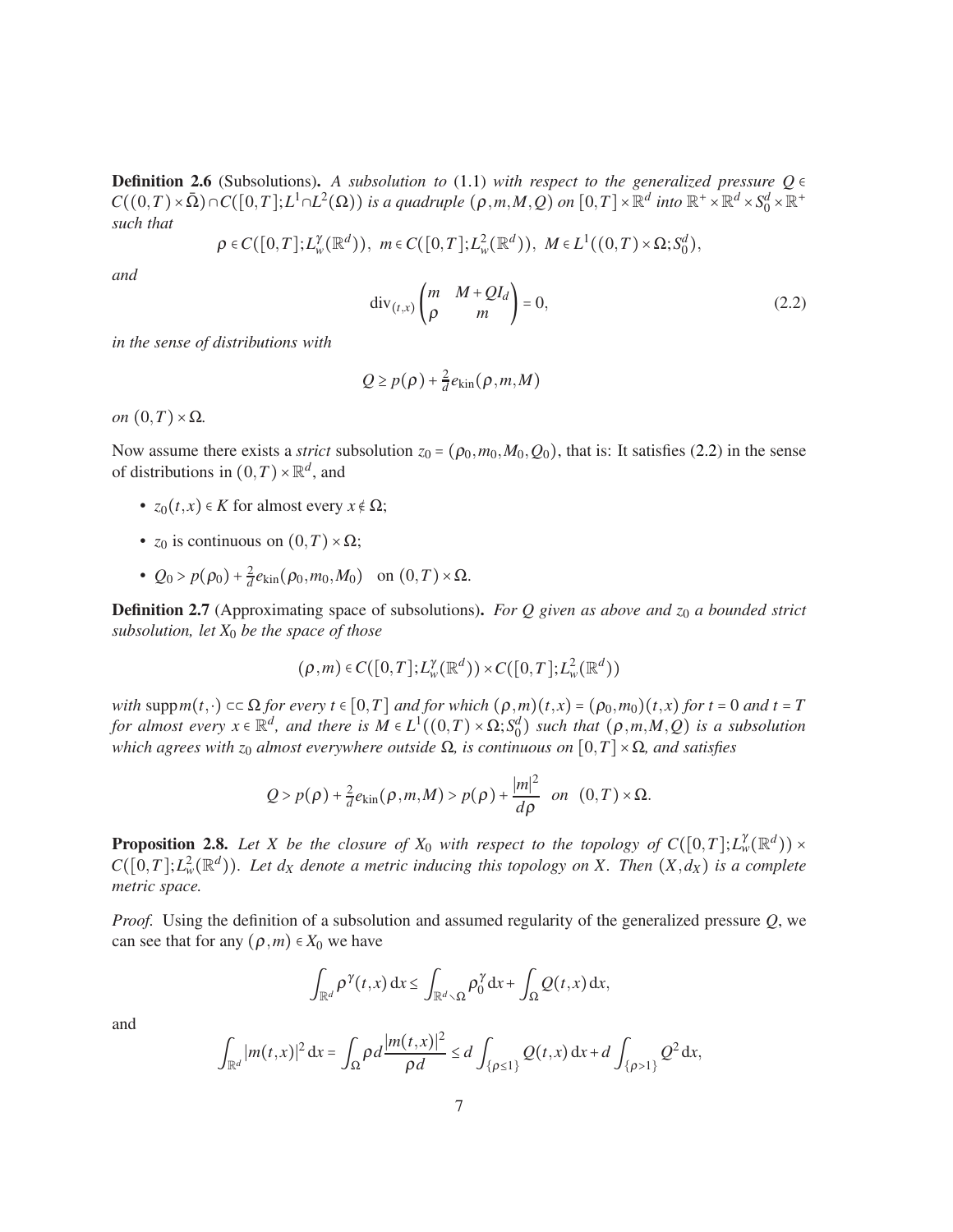**Definition 2.6** (Subsolutions)**.** *A subsolution to* (1.1) *with respect to the generalized pressure* $Q \in C((0,T)\times\bar{\Omega}) \cap C([0,T];L^1 \cap L^2(\Omega))$ *is a quadruple* $(\rho, m, M, Q)$ *on* $[0,T]\times\mathbb{R}^d$ *into* $\mathbb{R}^+ \times \mathbb{R}^d \times S_0^d \times \mathbb{R}^+$ *such that*

$$\rho \in C([0,T];L_w^\gamma(\mathbb{R}^d)), \;\; m \in C([0,T];L_w^2(\mathbb{R}^d)), \;\; M \in L^1((0,T)\times\Omega;S_0^d),$$

*and*

$$\operatorname{div}_{(t,x)} \begin{pmatrix} m & M + QI_d \\ \rho & m \end{pmatrix} = 0, \tag{2.2}$$

*in the sense of distributions with*

$$Q \geq p(\rho) + \tfrac{2}{d} e_{\text{kin}}(\rho, m, M)$$

*on* $(0,T)\times\Omega$*.*

Now assume there exists a *strict* subsolution $z_0 = (\rho_0, m_0, M_0, Q_0)$, that is: It satisfies (2.2) in the sense of distributions in $(0,T)\times\mathbb{R}^d$, and

- $z_0(t,x) \in K$ for almost every $x \notin \Omega$;
- $z_0$ is continuous on $(0,T)\times\Omega$;
- $Q_0 > p(\rho_0) + \frac{2}{d} e_{\text{kin}}(\rho_0, m_0, M_0)$ on $(0,T)\times\Omega$.

**Definition 2.7** (Approximating space of subsolutions)**.** *For* $Q$ *given as above and* $z_0$ *a bounded strict subsolution, let* $X_0$ *be the space of those*

$$(\rho, m) \in C([0,T];L_w^\gamma(\mathbb{R}^d)) \times C([0,T];L_w^2(\mathbb{R}^d))$$

*with* $\operatorname{supp} m(t,\cdot) \subset\subset \Omega$ *for every* $t \in [0,T]$ *and for which* $(\rho, m)(t,x) = (\rho_0, m_0)(t,x)$ *for* $t = 0$ *and* $t = T$ *for almost every* $x \in \mathbb{R}^d$*, and there is* $M \in L^1((0,T)\times\Omega;S_0^d)$ *such that* $(\rho, m, M, Q)$ *is a subsolution which agrees with* $z_0$ *almost everywhere outside* $\Omega$*, is continuous on* $[0,T]\times\Omega$*, and satisfies*

$$Q > p(\rho) + \tfrac{2}{d} e_{\text{kin}}(\rho, m, M) > p(\rho) + \frac{|m|^2}{d\rho} \;\; \text{on} \;\; (0,T)\times\Omega.$$

**Proposition 2.8.** *Let* $X$ *be the closure of* $X_0$ *with respect to the topology of* $C([0,T];L_w^\gamma(\mathbb{R}^d)) \times C([0,T];L_w^2(\mathbb{R}^d))$*. Let* $d_X$ *denote a metric inducing this topology on* $X$*. Then* $(X, d_X)$ *is a complete metric space.*

*Proof.* Using the definition of a subsolution and assumed regularity of the generalized pressure $Q$, we can see that for any $(\rho, m) \in X_0$ we have

$$\int_{\mathbb{R}^d} \rho^\gamma(t,x)\,\mathrm{d}x \leq \int_{\mathbb{R}^d\setminus\Omega} \rho_0^\gamma\,\mathrm{d}x + \int_\Omega Q(t,x)\,\mathrm{d}x,$$

and

$$\int_{\mathbb{R}^d} |m(t,x)|^2\,\mathrm{d}x = \int_\Omega \rho d \frac{|m(t,x)|^2}{\rho d} \leq d \int_{\{\rho\leq 1\}} Q(t,x)\,\mathrm{d}x + d\int_{\{\rho>1\}} Q^2\,\mathrm{d}x,$$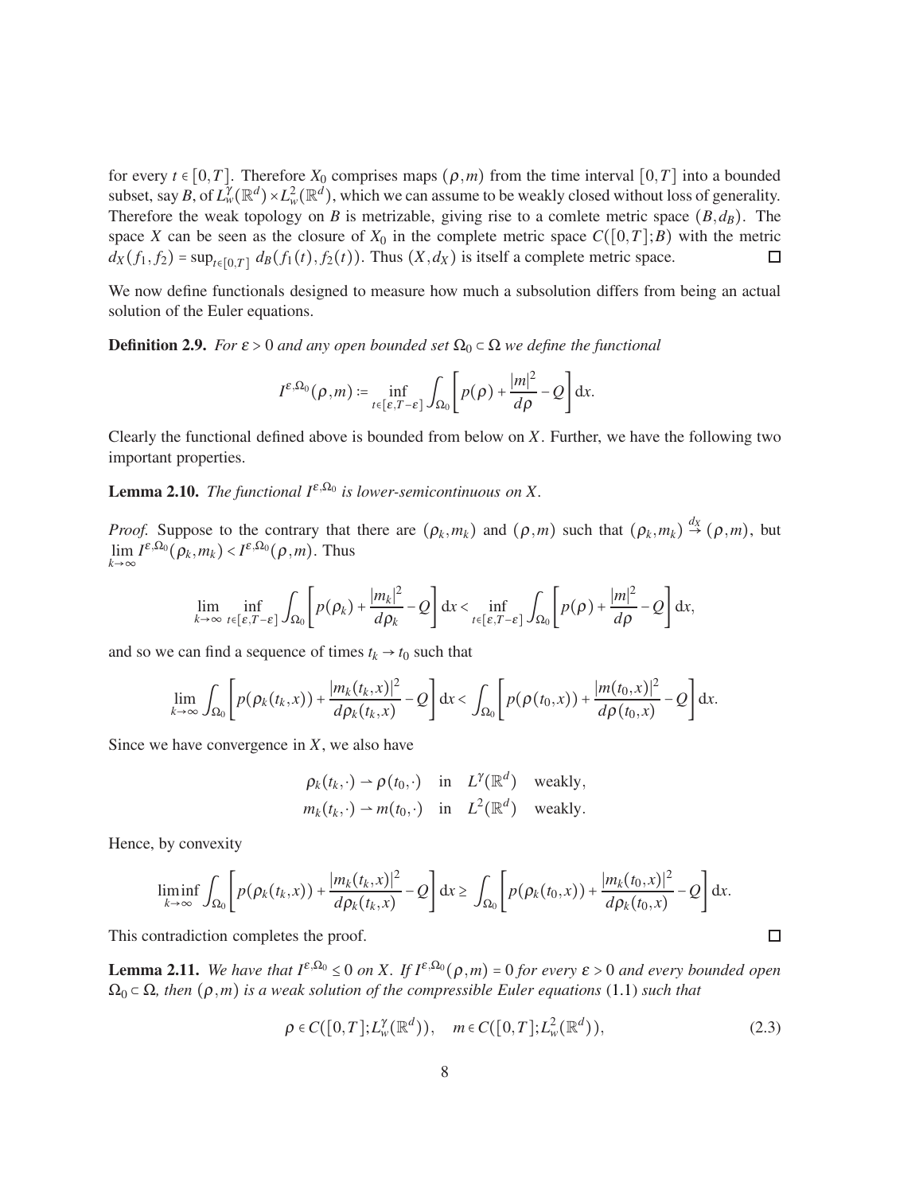for every $t \in [0,T]$. Therefore $X_0$ comprises maps $(\rho,m)$ from the time interval $[0,T]$ into a bounded subset, say $B$, of $L^\gamma_w(\mathbb{R}^d) \times L^2_w(\mathbb{R}^d)$, which we can assume to be weakly closed without loss of generality. Therefore the weak topology on $B$ is metrizable, giving rise to a comlete metric space $(B,d_B)$. The space $X$ can be seen as the closure of $X_0$ in the complete metric space $C([0,T];B)$ with the metric $d_X(f_1,f_2) = \sup_{t\in[0,T]} d_B(f_1(t),f_2(t))$. Thus $(X,d_X)$ is itself a complete metric space. $\square$

We now define functionals designed to measure how much a subsolution differs from being an actual solution of the Euler equations.

**Definition 2.9.** *For $\varepsilon > 0$ and any open bounded set $\Omega_0 \subset \Omega$ we define the functional*

$$I^{\varepsilon,\Omega_0}(\rho,m) := \inf_{t\in[\varepsilon,T-\varepsilon]} \int_{\Omega_0} \left[ p(\rho) + \frac{|m|^2}{d\rho} - Q \right] \mathrm{d}x.$$

Clearly the functional defined above is bounded from below on $X$. Further, we have the following two important properties.

**Lemma 2.10.** *The functional $I^{\varepsilon,\Omega_0}$ is lower-semicontinuous on $X$.*

*Proof.* Suppose to the contrary that there are $(\rho_k,m_k)$ and $(\rho,m)$ such that $(\rho_k,m_k) \overset{d_X}{\to} (\rho,m)$, but $\lim\limits_{k\to\infty} I^{\varepsilon,\Omega_0}(\rho_k,m_k) < I^{\varepsilon,\Omega_0}(\rho,m)$. Thus

$$\lim_{k\to\infty} \inf_{t\in[\varepsilon,T-\varepsilon]} \int_{\Omega_0} \left[ p(\rho_k) + \frac{|m_k|^2}{d\rho_k} - Q \right] \mathrm{d}x < \inf_{t\in[\varepsilon,T-\varepsilon]} \int_{\Omega_0} \left[ p(\rho) + \frac{|m|^2}{d\rho} - Q \right] \mathrm{d}x,$$

and so we can find a sequence of times $t_k \to t_0$ such that

$$\lim_{k\to\infty} \int_{\Omega_0} \left[ p(\rho_k(t_k,x)) + \frac{|m_k(t_k,x)|^2}{d\rho_k(t_k,x)} - Q \right] \mathrm{d}x < \int_{\Omega_0} \left[ p(\rho(t_0,x)) + \frac{|m(t_0,x)|^2}{d\rho(t_0,x)} - Q \right] \mathrm{d}x.$$

Since we have convergence in $X$, we also have

$$\begin{aligned} \rho_k(t_k,\cdot) &\rightharpoonup \rho(t_0,\cdot) \quad \text{in} \quad L^\gamma(\mathbb{R}^d) \quad \text{weakly}, \\ m_k(t_k,\cdot) &\rightharpoonup m(t_0,\cdot) \quad \text{in} \quad L^2(\mathbb{R}^d) \quad \text{weakly}. \end{aligned}$$

Hence, by convexity

$$\liminf_{k\to\infty} \int_{\Omega_0} \left[ p(\rho_k(t_k,x)) + \frac{|m_k(t_k,x)|^2}{d\rho_k(t_k,x)} - Q \right] \mathrm{d}x \geq \int_{\Omega_0} \left[ p(\rho_k(t_0,x)) + \frac{|m_k(t_0,x)|^2}{d\rho_k(t_0,x)} - Q \right] \mathrm{d}x.$$

This contradiction completes the proof. $\square$

**Lemma 2.11.** *We have that $I^{\varepsilon,\Omega_0} \leq 0$ on $X$. If $I^{\varepsilon,\Omega_0}(\rho,m) = 0$ for every $\varepsilon > 0$ and every bounded open $\Omega_0 \subset \Omega$, then $(\rho,m)$ is a weak solution of the compressible Euler equations* (1.1) *such that*

$$\rho \in C([0,T];L^\gamma_w(\mathbb{R}^d)), \quad m \in C([0,T];L^2_w(\mathbb{R}^d)), \tag{2.3}$$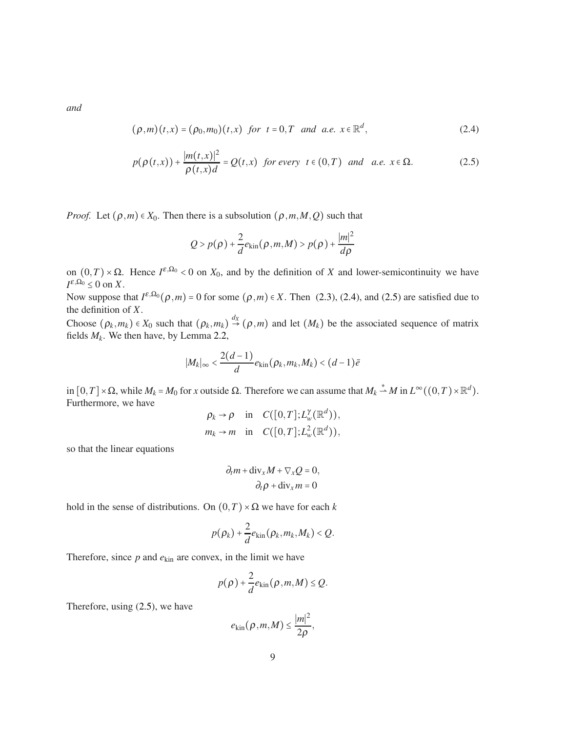*and*

$$(\rho, m)(t,x) = (\rho_0, m_0)(t,x) \ \ \textit{for} \ \ t = 0, T \ \ \textit{and} \ \ \textit{a.e.} \ x \in \mathbb{R}^d, \tag{2.4}$$

$$p(\rho(t,x)) + \frac{|m(t,x)|^2}{\rho(t,x)d} = Q(t,x) \ \ \textit{for every} \ \ t \in (0,T) \ \ \textit{and} \ \ \textit{a.e.} \ x \in \Omega. \tag{2.5}$$

*Proof.* Let $(\rho, m) \in X_0$. Then there is a subsolution $(\rho, m, M, Q)$ such that

$$Q > p(\rho) + \frac{2}{d} e_{\text{kin}}(\rho, m, M) > p(\rho) + \frac{|m|^2}{d\rho}$$

on $(0,T) \times \Omega$. Hence $I^{\varepsilon, \Omega_0} < 0$ on $X_0$, and by the definition of $X$ and lower-semicontinuity we have $I^{\varepsilon, \Omega_0} \leq 0$ on $X$.

Now suppose that $I^{\varepsilon, \Omega_0}(\rho, m) = 0$ for some $(\rho, m) \in X$. Then (2.3), (2.4), and (2.5) are satisfied due to the definition of $X$.

Choose $(\rho_k, m_k) \in X_0$ such that $(\rho_k, m_k) \overset{d_X}{\to} (\rho, m)$ and let $(M_k)$ be the associated sequence of matrix fields $M_k$. We then have, by Lemma 2.2,

$$|M_k|_\infty < \frac{2(d-1)}{d} e_{\text{kin}}(\rho_k, m_k, M_k) < (d-1)\bar{e}$$

in $[0,T] \times \Omega$, while $M_k = M_0$ for $x$ outside $\Omega$. Therefore we can assume that $M_k \overset{*}{\rightharpoonup} M$ in $L^\infty((0,T) \times \mathbb{R}^d)$. Furthermore, we have

$$\begin{aligned} \rho_k &\to \rho \quad \text{in} \quad C([0,T]; L^\gamma_w(\mathbb{R}^d)), \\ m_k &\to m \quad \text{in} \quad C([0,T]; L^2_w(\mathbb{R}^d)), \end{aligned}$$

so that the linear equations

$$\begin{aligned} \partial_t m + \operatorname{div}_x M + \nabla_x Q &= 0, \\ \partial_t \rho + \operatorname{div}_x m &= 0 \end{aligned}$$

hold in the sense of distributions. On $(0,T) \times \Omega$ we have for each $k$

$$p(\rho_k) + \frac{2}{d} e_{\text{kin}}(\rho_k, m_k, M_k) < Q.$$

Therefore, since $p$ and $e_{\text{kin}}$ are convex, in the limit we have

$$p(\rho) + \frac{2}{d} e_{\text{kin}}(\rho, m, M) \leq Q.$$

Therefore, using (2.5), we have

$$e_{\text{kin}}(\rho, m, M) \leq \frac{|m|^2}{2\rho},$$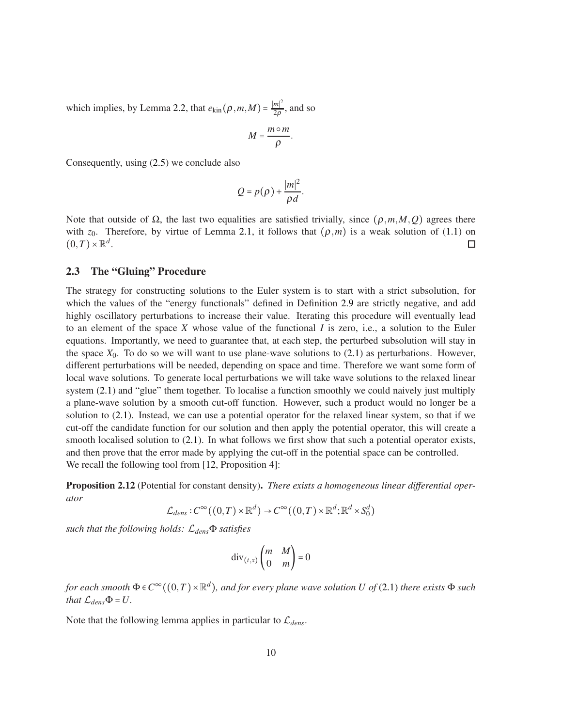which implies, by Lemma 2.2, that $e_{\text{kin}}(\rho,m,M) = \frac{|m|^2}{2\rho}$, and so

$$M = \frac{m \circ m}{\rho}.$$

Consequently, using (2.5) we conclude also

$$Q = p(\rho) + \frac{|m|^2}{\rho d}.$$

Note that outside of $\Omega$, the last two equalities are satisfied trivially, since $(\rho,m,M,Q)$ agrees there with $z_0$. Therefore, by virtue of Lemma 2.1, it follows that $(\rho,m)$ is a weak solution of (1.1) on $(0,T)\times\mathbb{R}^d$. $\square$

### 2.3 The "Gluing" Procedure

The strategy for constructing solutions to the Euler system is to start with a strict subsolution, for which the values of the "energy functionals" defined in Definition 2.9 are strictly negative, and add highly oscillatory perturbations to increase their value. Iterating this procedure will eventually lead to an element of the space $X$ whose value of the functional $I$ is zero, i.e., a solution to the Euler equations. Importantly, we need to guarantee that, at each step, the perturbed subsolution will stay in the space $X_0$. To do so we will want to use plane-wave solutions to (2.1) as perturbations. However, different perturbations will be needed, depending on space and time. Therefore we want some form of local wave solutions. To generate local perturbations we will take wave solutions to the relaxed linear system (2.1) and "glue" them together. To localise a function smoothly we could naively just multiply a plane-wave solution by a smooth cut-off function. However, such a product would no longer be a solution to (2.1). Instead, we can use a potential operator for the relaxed linear system, so that if we cut-off the candidate function for our solution and then apply the potential operator, this will create a smooth localised solution to (2.1). In what follows we first show that such a potential operator exists, and then prove that the error made by applying the cut-off in the potential space can be controlled.
We recall the following tool from [12, Proposition 4]:

**Proposition 2.12** (Potential for constant density)**.** *There exists a homogeneous linear differential operator*

$$\mathcal{L}_{dens} : C^\infty((0,T)\times\mathbb{R}^d) \to C^\infty((0,T)\times\mathbb{R}^d;\mathbb{R}^d\times S_0^d)$$

*such that the following holds: $\mathcal{L}_{dens}\Phi$ satisfies*

$$\operatorname{div}_{(t,x)}\begin{pmatrix} m & M \\ 0 & m \end{pmatrix} = 0$$

*for each smooth $\Phi \in C^\infty((0,T)\times\mathbb{R}^d)$, and for every plane wave solution $U$ of (2.1) there exists $\Phi$ such that $\mathcal{L}_{dens}\Phi = U$.*

Note that the following lemma applies in particular to $\mathcal{L}_{dens}$.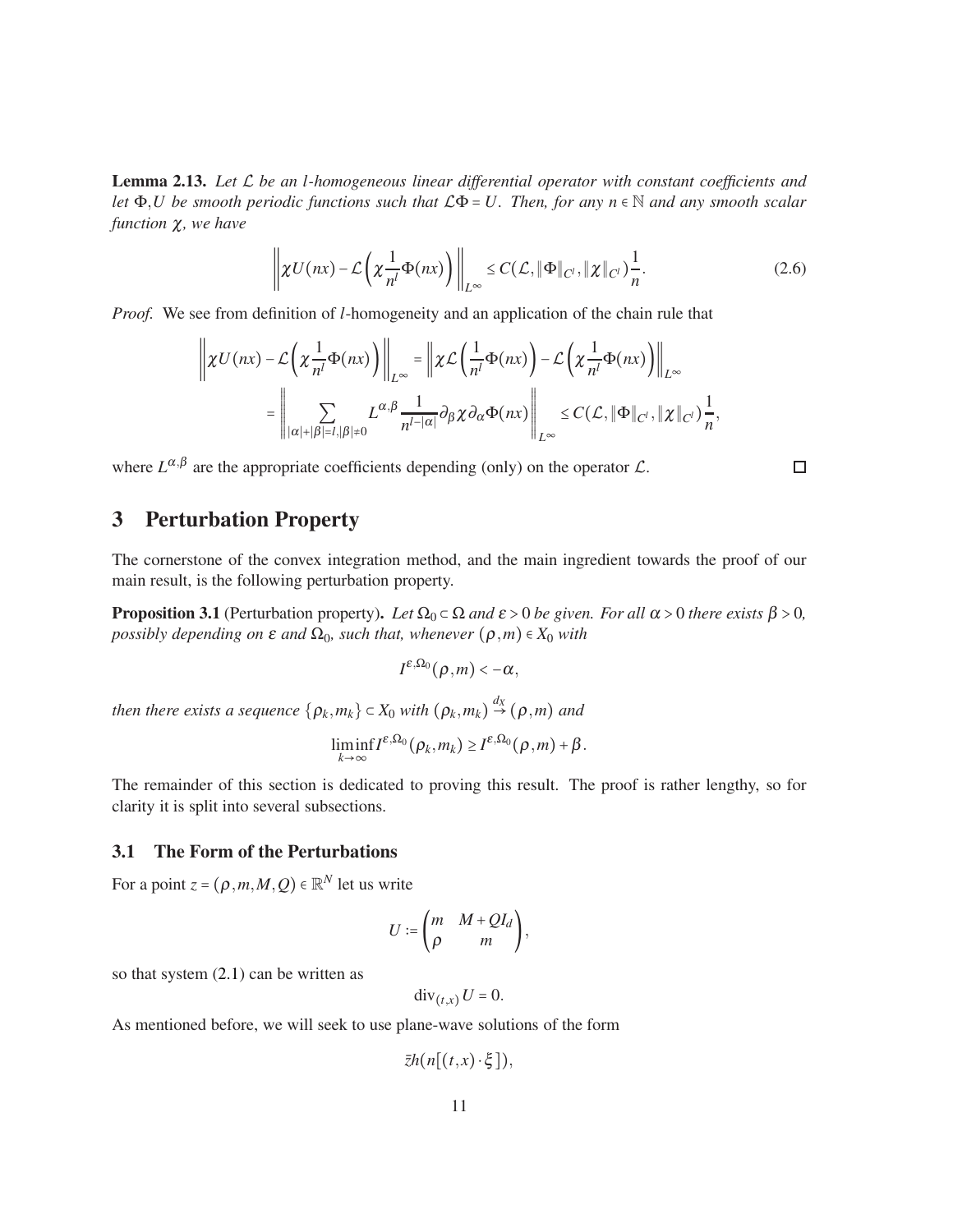**Lemma 2.13.** *Let $\mathcal{L}$ be an $l$-homogeneous linear differential operator with constant coefficients and let $\Phi, U$ be smooth periodic functions such that $\mathcal{L}\Phi = U$. Then, for any $n \in \mathbb{N}$ and any smooth scalar function $\chi$, we have*

$$\left\| \chi U(nx) - \mathcal{L}\left( \chi \frac{1}{n^l} \Phi(nx) \right) \right\|_{L^\infty} \leq C(\mathcal{L}, \|\Phi\|_{C^l}, \|\chi\|_{C^l}) \frac{1}{n}. \tag{2.6}$$

*Proof.* We see from definition of $l$-homogeneity and an application of the chain rule that

$$\begin{aligned}
\left\| \chi U(nx) - \mathcal{L}\left( \chi \frac{1}{n^l} \Phi(nx) \right) \right\|_{L^\infty} &= \left\| \chi \mathcal{L}\left( \frac{1}{n^l} \Phi(nx) \right) - \mathcal{L}\left( \chi \frac{1}{n^l} \Phi(nx) \right) \right\|_{L^\infty} \\
&= \left\| \sum_{|\alpha|+|\beta|=l, |\beta|\neq 0} L^{\alpha,\beta} \frac{1}{n^{l-|\alpha|}} \partial_\beta \chi \partial_\alpha \Phi(nx) \right\|_{L^\infty} \leq C(\mathcal{L}, \|\Phi\|_{C^l}, \|\chi\|_{C^l}) \frac{1}{n},
\end{aligned}$$

where $L^{\alpha,\beta}$ are the appropriate coefficients depending (only) on the operator $\mathcal{L}$. $\square$

# 3 Perturbation Property

The cornerstone of the convex integration method, and the main ingredient towards the proof of our main result, is the following perturbation property.

**Proposition 3.1** (Perturbation property)**.** *Let $\Omega_0 \subset \Omega$ and $\varepsilon > 0$ be given. For all $\alpha > 0$ there exists $\beta > 0$, possibly depending on $\varepsilon$ and $\Omega_0$, such that, whenever $(\rho, m) \in X_0$ with*

$$I^{\varepsilon,\Omega_0}(\rho, m) < -\alpha,$$

*then there exists a sequence $\{\rho_k, m_k\} \subset X_0$ with $(\rho_k, m_k) \overset{d_X}{\to} (\rho, m)$ and*

$$\liminf_{k\to\infty} I^{\varepsilon,\Omega_0}(\rho_k, m_k) \geq I^{\varepsilon,\Omega_0}(\rho, m) + \beta.$$

The remainder of this section is dedicated to proving this result. The proof is rather lengthy, so for clarity it is split into several subsections.

## 3.1 The Form of the Perturbations

For a point $z = (\rho, m, M, Q) \in \mathbb{R}^N$ let us write

$$U := \begin{pmatrix} m & M + QI_d \\ \rho & m \end{pmatrix},$$

so that system (2.1) can be written as

$$\operatorname{div}_{(t,x)} U = 0.$$

As mentioned before, we will seek to use plane-wave solutions of the form

$$\bar{z} h(n[(t,x) \cdot \xi]),$$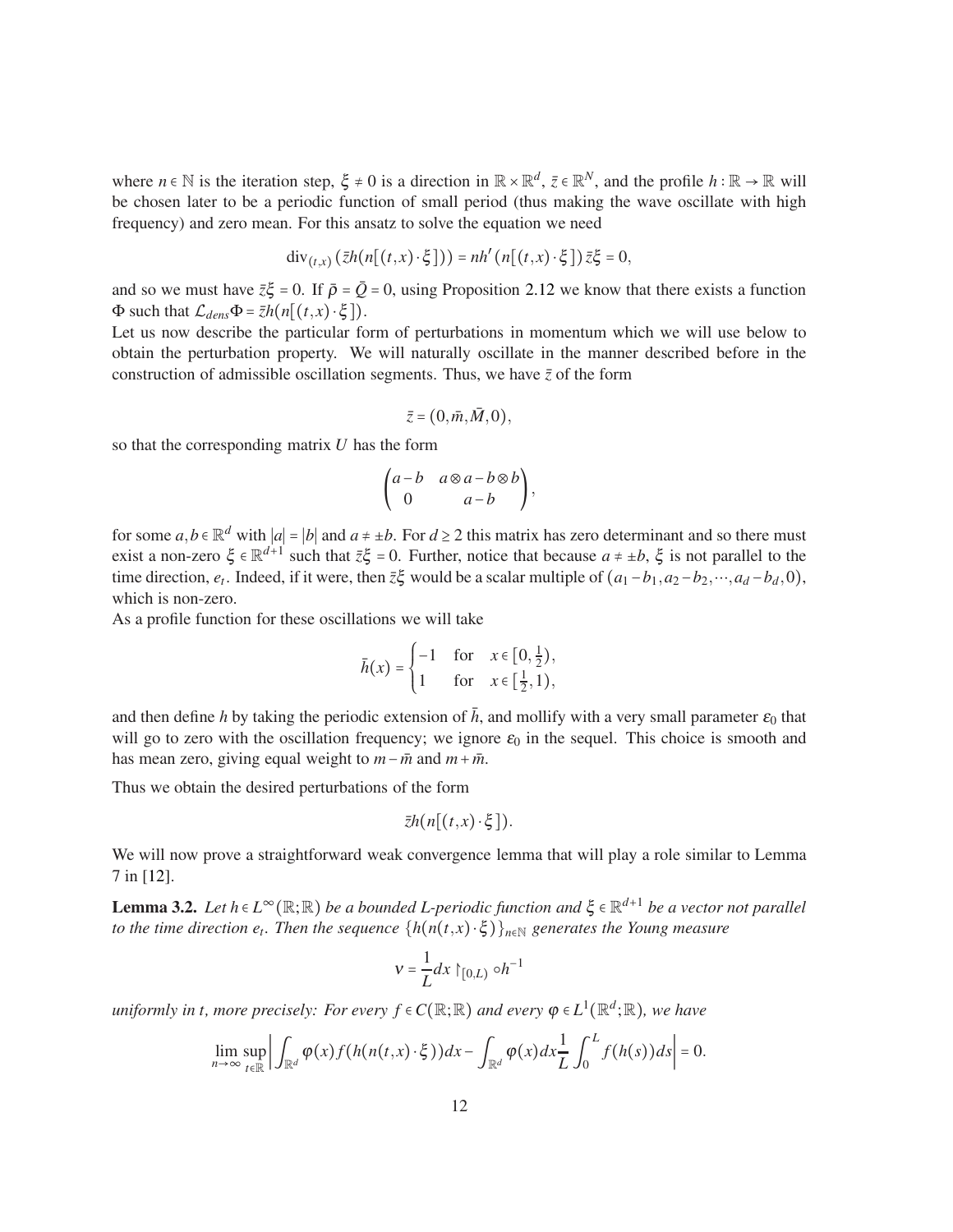where $n \in \mathbb{N}$ is the iteration step, $\xi \neq 0$ is a direction in $\mathbb{R} \times \mathbb{R}^d$, $\bar{z} \in \mathbb{R}^N$, and the profile $h : \mathbb{R} \to \mathbb{R}$ will be chosen later to be a periodic function of small period (thus making the wave oscillate with high frequency) and zero mean. For this ansatz to solve the equation we need

$$\mathrm{div}_{(t,x)}\left(\bar{z}h(n[(t,x)\cdot\xi])\right) = nh'\left(n[(t,x)\cdot\xi]\right)\bar{z}\xi = 0,$$

and so we must have $\bar{z}\xi = 0$. If $\bar{\rho} = \bar{Q} = 0$, using Proposition 2.12 we know that there exists a function $\Phi$ such that $\mathcal{L}_{dens}\Phi = \bar{z}h(n[(t,x)\cdot\xi])$.

Let us now describe the particular form of perturbations in momentum which we will use below to obtain the perturbation property. We will naturally oscillate in the manner described before in the construction of admissible oscillation segments. Thus, we have $\bar{z}$ of the form

$$\bar{z} = (0, \bar{m}, \bar{M}, 0),$$

so that the corresponding matrix $U$ has the form

$$\begin{pmatrix} a-b & a\otimes a - b\otimes b \\ 0 & a-b \end{pmatrix},$$

for some $a, b \in \mathbb{R}^d$ with $|a| = |b|$ and $a \neq \pm b$. For $d \geq 2$ this matrix has zero determinant and so there must exist a non-zero $\xi \in \mathbb{R}^{d+1}$ such that $\bar{z}\xi = 0$. Further, notice that because $a \neq \pm b$, $\xi$ is not parallel to the time direction, $e_t$. Indeed, if it were, then $\bar{z}\xi$ would be a scalar multiple of $(a_1 - b_1, a_2 - b_2, \cdots, a_d - b_d, 0)$, which is non-zero.

As a profile function for these oscillations we will take

$$\bar{h}(x) = \begin{cases} -1 & \text{for} \quad x \in [0, \frac{1}{2}), \\ 1 & \text{for} \quad x \in [\frac{1}{2}, 1), \end{cases}$$

and then define $h$ by taking the periodic extension of $\bar{h}$, and mollify with a very small parameter $\varepsilon_0$ that will go to zero with the oscillation frequency; we ignore $\varepsilon_0$ in the sequel. This choice is smooth and has mean zero, giving equal weight to $m - \bar{m}$ and $m + \bar{m}$.

Thus we obtain the desired perturbations of the form

$$\bar{z}h(n[(t,x)\cdot\xi]).$$

We will now prove a straightforward weak convergence lemma that will play a role similar to Lemma 7 in [12].

**Lemma 3.2.** *Let $h \in L^\infty(\mathbb{R};\mathbb{R})$ be a bounded L-periodic function and $\xi \in \mathbb{R}^{d+1}$ be a vector not parallel to the time direction $e_t$. Then the sequence $\{h(n(t,x)\cdot\xi)\}_{n\in\mathbb{N}}$ generates the Young measure*

$$\nu = \frac{1}{L}dx \restriction_{[0,L)} \circ h^{-1}$$

*uniformly in t, more precisely: For every $f \in C(\mathbb{R};\mathbb{R})$ and every $\varphi \in L^1(\mathbb{R}^d;\mathbb{R})$, we have*

$$\lim_{n\to\infty}\sup_{t\in\mathbb{R}}\left|\int_{\mathbb{R}^d}\varphi(x)f(h(n(t,x)\cdot\xi))dx - \int_{\mathbb{R}^d}\varphi(x)dx\frac{1}{L}\int_0^L f(h(s))ds\right| = 0.$$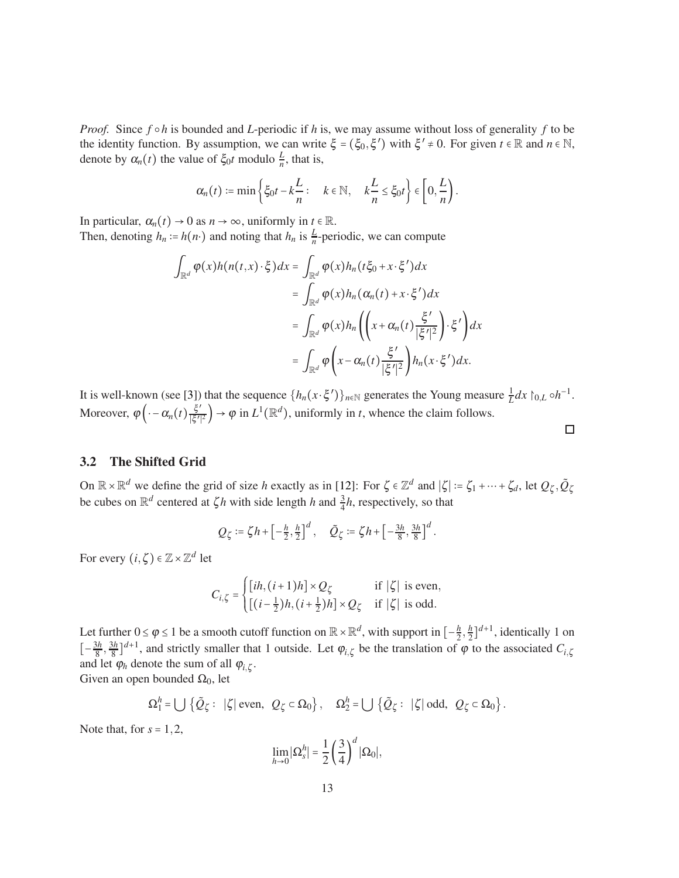*Proof.* Since $f \circ h$ is bounded and $L$-periodic if $h$ is, we may assume without loss of generality $f$ to be the identity function. By assumption, we can write $\xi = (\xi_0, \xi')$ with $\xi' \neq 0$. For given $t \in \mathbb{R}$ and $n \in \mathbb{N}$, denote by $\alpha_n(t)$ the value of $\xi_0 t$ modulo $\frac{L}{n}$, that is,

$$\alpha_n(t) := \min\left\{\xi_0 t - k\frac{L}{n} : \quad k \in \mathbb{N}, \quad k\frac{L}{n} \leq \xi_0 t\right\} \in \left[0, \frac{L}{n}\right).$$

In particular, $\alpha_n(t) \to 0$ as $n \to \infty$, uniformly in $t \in \mathbb{R}$.
Then, denoting $h_n := h(n\cdot)$ and noting that $h_n$ is $\frac{L}{n}$-periodic, we can compute

$$\begin{aligned}
\int_{\mathbb{R}^d} \varphi(x) h(n(t,x)\cdot\xi)dx &= \int_{\mathbb{R}^d} \varphi(x) h_n(t\xi_0 + x\cdot\xi')dx \\
&= \int_{\mathbb{R}^d} \varphi(x) h_n(\alpha_n(t) + x\cdot\xi')dx \\
&= \int_{\mathbb{R}^d} \varphi(x) h_n\left(\left(x + \alpha_n(t)\frac{\xi'}{|\xi'|^2}\right)\cdot\xi'\right)dx \\
&= \int_{\mathbb{R}^d} \varphi\left(x - \alpha_n(t)\frac{\xi'}{|\xi'|^2}\right) h_n(x\cdot\xi')dx.
\end{aligned}$$

It is well-known (see [3]) that the sequence $\{h_n(x\cdot\xi')\}_{n\in\mathbb{N}}$ generates the Young measure $\frac{1}{L}dx\restriction_{0,L} \circ h^{-1}$. Moreover, $\varphi\left(\cdot - \alpha_n(t)\frac{\xi'}{|\xi'|^2}\right) \to \varphi$ in $L^1(\mathbb{R}^d)$, uniformly in $t$, whence the claim follows. □

### 3.2 The Shifted Grid

On $\mathbb{R}\times\mathbb{R}^d$ we define the grid of size $h$ exactly as in [12]: For $\zeta \in \mathbb{Z}^d$ and $|\zeta| := \zeta_1 + \cdots + \zeta_d$, let $Q_\zeta, \tilde{Q}_\zeta$ be cubes on $\mathbb{R}^d$ centered at $\zeta h$ with side length $h$ and $\frac{3}{4}h$, respectively, so that

$$Q_\zeta := \zeta h + \left[-\tfrac{h}{2}, \tfrac{h}{2}\right]^d, \quad \tilde{Q}_\zeta := \zeta h + \left[-\tfrac{3h}{8}, \tfrac{3h}{8}\right]^d.$$

For every $(i,\zeta) \in \mathbb{Z}\times\mathbb{Z}^d$ let

$$C_{i,\zeta} = \begin{cases} [ih, (i+1)h] \times Q_\zeta & \text{if } |\zeta| \text{ is even}, \\ [(i-\frac{1}{2})h, (i+\frac{1}{2})h] \times Q_\zeta & \text{if } |\zeta| \text{ is odd}. \end{cases}$$

Let further $0 \leq \varphi \leq 1$ be a smooth cutoff function on $\mathbb{R}\times\mathbb{R}^d$, with support in $\left[-\frac{h}{2}, \frac{h}{2}\right]^{d+1}$, identically 1 on $\left[-\frac{3h}{8}, \frac{3h}{8}\right]^{d+1}$, and strictly smaller that 1 outside. Let $\varphi_{i,\zeta}$ be the translation of $\varphi$ to the associated $C_{i,\zeta}$ and let $\varphi_h$ denote the sum of all $\varphi_{i,\zeta}$.
Given an open bounded $\Omega_0$, let

$$\Omega_1^h = \bigcup\left\{\tilde{Q}_\zeta : \ |\zeta| \text{ even}, \ Q_\zeta \subset \Omega_0\right\}, \quad \Omega_2^h = \bigcup\left\{\tilde{Q}_\zeta : \ |\zeta| \text{ odd}, \ Q_\zeta \subset \Omega_0\right\}.$$

Note that, for $s = 1, 2$,

$$\lim_{h\to 0}|\Omega_s^h| = \frac{1}{2}\left(\frac{3}{4}\right)^d |\Omega_0|,$$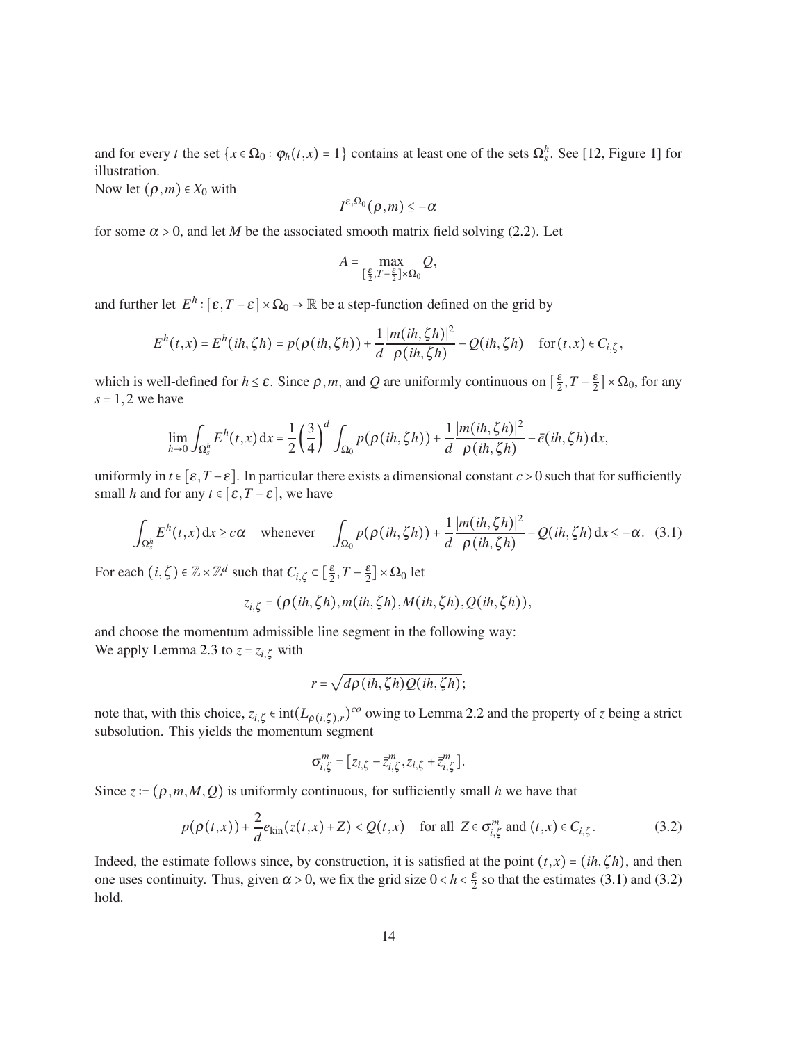and for every $t$ the set $\{x \in \Omega_0 : \varphi_h(t,x) = 1\}$ contains at least one of the sets $\Omega_s^h$. See [12, Figure 1] for illustration.

Now let $(\rho, m) \in X_0$ with

$$I^{\varepsilon,\Omega_0}(\rho,m) \le -\alpha$$

for some $\alpha > 0$, and let $M$ be the associated smooth matrix field solving (2.2). Let

$$A = \max_{[\frac{\varepsilon}{2}, T-\frac{\varepsilon}{2}]\times\Omega_0} Q,$$

and further let $E^h : [\varepsilon, T-\varepsilon]\times\Omega_0 \to \mathbb{R}$ be a step-function defined on the grid by

$$E^h(t,x) = E^h(ih,\zeta h) = p(\rho(ih,\zeta h)) + \frac{1}{d}\frac{|m(ih,\zeta h)|^2}{\rho(ih,\zeta h)} - Q(ih,\zeta h) \quad \text{for } (t,x) \in C_{i,\zeta},$$

which is well-defined for $h \le \varepsilon$. Since $\rho, m$, and $Q$ are uniformly continuous on $[\frac{\varepsilon}{2}, T-\frac{\varepsilon}{2}]\times\Omega_0$, for any $s = 1,2$ we have

$$\lim_{h\to 0}\int_{\Omega_s^h} E^h(t,x)\,\mathrm{d}x = \frac{1}{2}\left(\frac{3}{4}\right)^d \int_{\Omega_0} p(\rho(ih,\zeta h)) + \frac{1}{d}\frac{|m(ih,\zeta h)|^2}{\rho(ih,\zeta h)} - \bar{e}(ih,\zeta h)\,\mathrm{d}x,$$

uniformly in $t \in [\varepsilon, T-\varepsilon]$. In particular there exists a dimensional constant $c > 0$ such that for sufficiently small $h$ and for any $t \in [\varepsilon, T-\varepsilon]$, we have

$$\int_{\Omega_s^h} E^h(t,x)\,\mathrm{d}x \ge c\alpha \quad \text{whenever} \quad \int_{\Omega_0} p(\rho(ih,\zeta h)) + \frac{1}{d}\frac{|m(ih,\zeta h)|^2}{\rho(ih,\zeta h)} - Q(ih,\zeta h)\,\mathrm{d}x \le -\alpha. \quad (3.1)$$

For each $(i,\zeta) \in \mathbb{Z}\times\mathbb{Z}^d$ such that $C_{i,\zeta} \subset [\frac{\varepsilon}{2}, T-\frac{\varepsilon}{2}]\times\Omega_0$ let

$$z_{i,\zeta} = (\rho(ih,\zeta h), m(ih,\zeta h), M(ih,\zeta h), Q(ih,\zeta h)),$$

and choose the momentum admissible line segment in the following way:
We apply Lemma 2.3 to $z = z_{i,\zeta}$ with

$$r = \sqrt{d\rho(ih,\zeta h)Q(ih,\zeta h)};$$

note that, with this choice, $z_{i,\zeta} \in \operatorname{int}(L_{\rho(i,\zeta),r})^{co}$ owing to Lemma 2.2 and the property of $z$ being a strict subsolution. This yields the momentum segment

$$\sigma_{i,\zeta}^m = [z_{i,\zeta} - \bar{z}_{i,\zeta}^m, z_{i,\zeta} + \bar{z}_{i,\zeta}^m].$$

Since $z := (\rho, m, M, Q)$ is uniformly continuous, for sufficiently small $h$ we have that

$$p(\rho(t,x)) + \frac{2}{d}e_{\mathrm{kin}}(z(t,x) + Z) < Q(t,x) \quad \text{for all } Z \in \sigma_{i,\zeta}^m \text{ and } (t,x) \in C_{i,\zeta}. \quad (3.2)$$

Indeed, the estimate follows since, by construction, it is satisfied at the point $(t,x) = (ih,\zeta h)$, and then one uses continuity. Thus, given $\alpha > 0$, we fix the grid size $0 < h < \frac{\varepsilon}{2}$ so that the estimates (3.1) and (3.2) hold.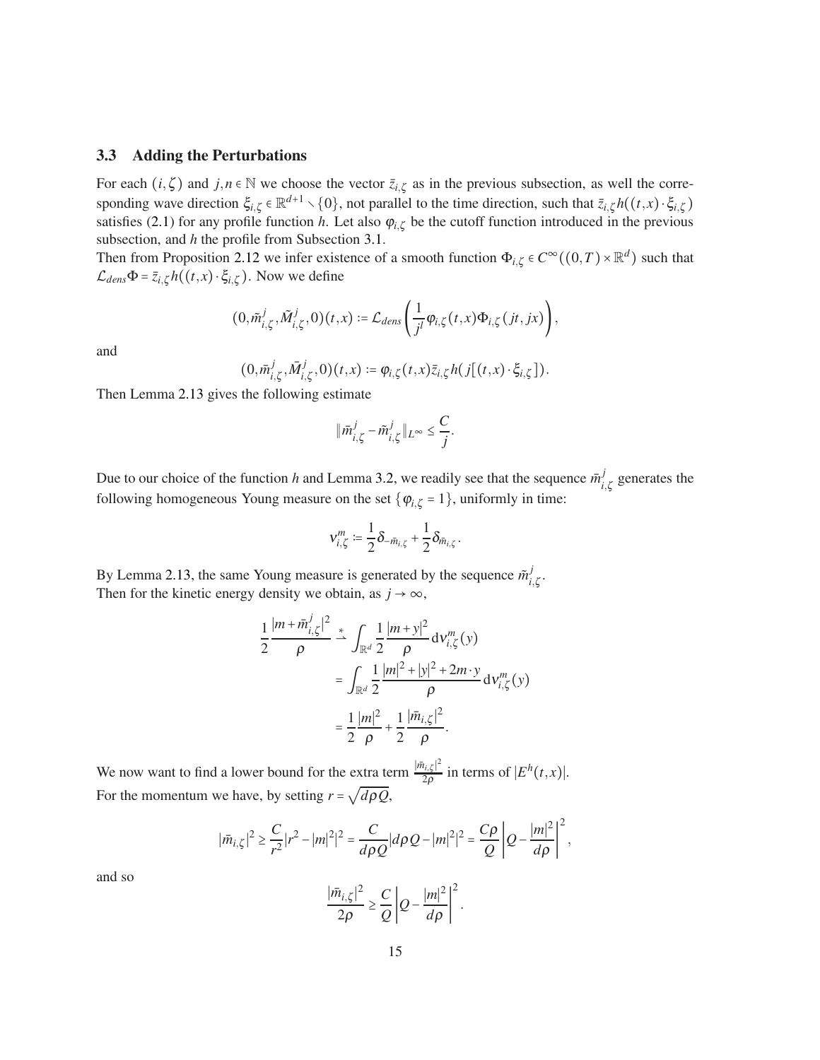### 3.3 Adding the Perturbations

For each $(i,\zeta)$ and $j,n \in \mathbb{N}$ we choose the vector $\bar{z}_{i,\zeta}$ as in the previous subsection, as well the corresponding wave direction $\xi_{i,\zeta} \in \mathbb{R}^{d+1} \setminus \{0\}$, not parallel to the time direction, such that $\bar{z}_{i,\zeta} h((t,x)\cdot \xi_{i,\zeta})$ satisfies (2.1) for any profile function $h$. Let also $\varphi_{i,\zeta}$ be the cutoff function introduced in the previous subsection, and $h$ the profile from Subsection 3.1.

Then from Proposition 2.12 we infer existence of a smooth function $\Phi_{i,\zeta} \in C^\infty((0,T)\times \mathbb{R}^d)$ such that $\mathcal{L}_{dens}\Phi = \bar{z}_{i,\zeta} h((t,x)\cdot \xi_{i,\zeta})$. Now we define

$$
(0, \tilde{m}^j_{i,\zeta}, \tilde{M}^j_{i,\zeta}, 0)(t,x) := \mathcal{L}_{dens}\left(\frac{1}{j^l}\varphi_{i,\zeta}(t,x)\Phi_{i,\zeta}(jt, jx)\right),
$$

and

$$
(0, \bar{m}^j_{i,\zeta}, \bar{M}^j_{i,\zeta}, 0)(t,x) := \varphi_{i,\zeta}(t,x)\bar{z}_{i,\zeta} h(j[(t,x)\cdot \xi_{i,\zeta}]).
$$

Then Lemma 2.13 gives the following estimate

$$
\|\bar{m}^j_{i,\zeta} - \tilde{m}^j_{i,\zeta}\|_{L^\infty} \le \frac{C}{j}.
$$

Due to our choice of the function $h$ and Lemma 3.2, we readily see that the sequence $\bar{m}^j_{i,\zeta}$ generates the following homogeneous Young measure on the set $\{\varphi_{i,\zeta} = 1\}$, uniformly in time:

$$
\nu^m_{i,\zeta} := \frac{1}{2}\delta_{-\bar{m}_{i,\zeta}} + \frac{1}{2}\delta_{\bar{m}_{i,\zeta}}.
$$

By Lemma 2.13, the same Young measure is generated by the sequence $\tilde{m}^j_{i,\zeta}$.
Then for the kinetic energy density we obtain, as $j \to \infty$,

$$
\begin{aligned}
\frac{1}{2}\frac{|m + \bar{m}^j_{i,\zeta}|^2}{\rho} &\overset{*}{\rightharpoonup} \int_{\mathbb{R}^d} \frac{1}{2}\frac{|m+y|^2}{\rho}\, \mathrm{d}\nu^m_{i,\zeta}(y) \\
&= \int_{\mathbb{R}^d} \frac{1}{2}\frac{|m|^2 + |y|^2 + 2m\cdot y}{\rho}\, \mathrm{d}\nu^m_{i,\zeta}(y) \\
&= \frac{1}{2}\frac{|m|^2}{\rho} + \frac{1}{2}\frac{|\bar{m}_{i,\zeta}|^2}{\rho}.
\end{aligned}
$$

We now want to find a lower bound for the extra term $\frac{|\bar{m}_{i,\zeta}|^2}{2\rho}$ in terms of $|E^h(t,x)|$.
For the momentum we have, by setting $r = \sqrt{d\rho Q}$,

$$
|\bar{m}_{i,\zeta}|^2 \ge \frac{C}{r^2}|r^2 - |m|^2|^2 = \frac{C}{d\rho Q}|d\rho Q - |m|^2|^2 = \frac{C\rho}{Q}\left|Q - \frac{|m|^2}{d\rho}\right|^2,
$$

and so

$$
\frac{|\bar{m}_{i,\zeta}|^2}{2\rho} \ge \frac{C}{Q}\left|Q - \frac{|m|^2}{d\rho}\right|^2.
$$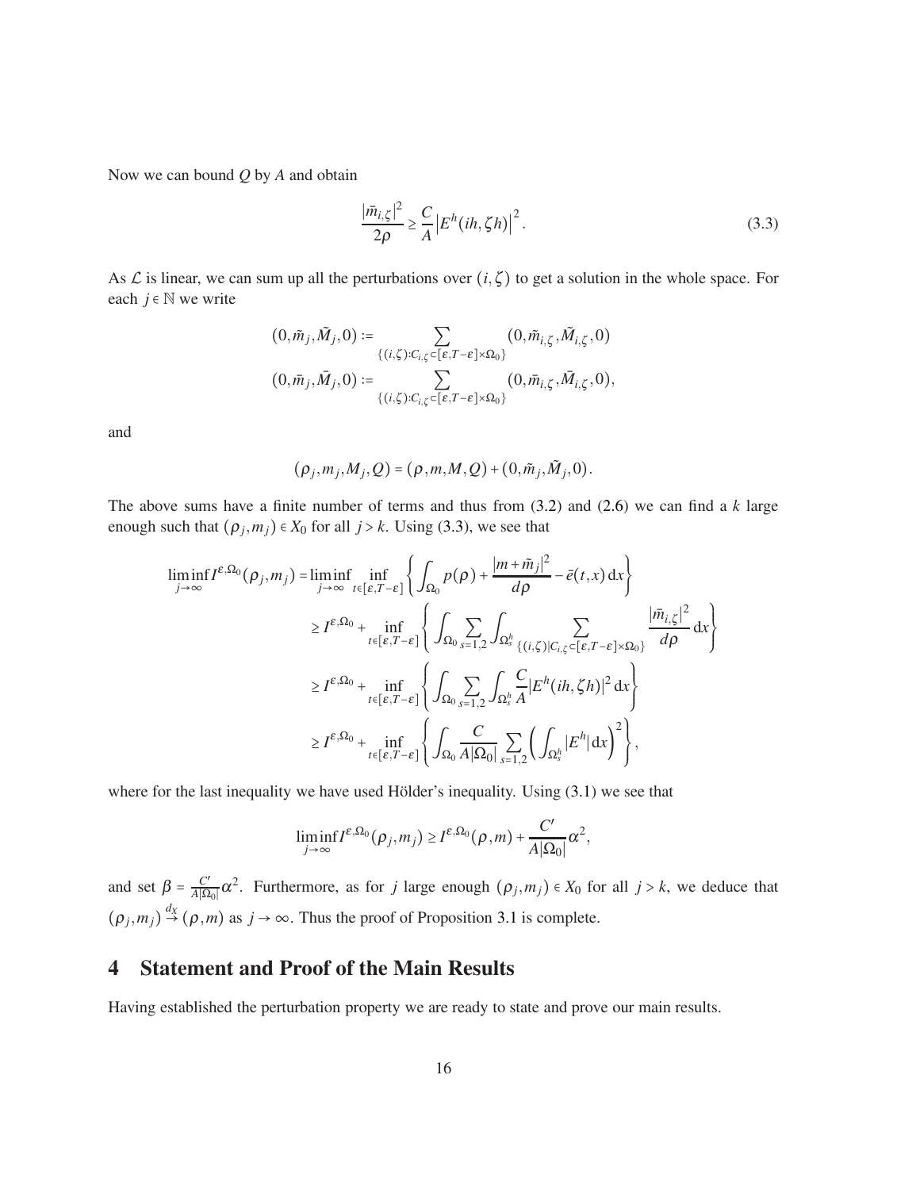Now we can bound $Q$ by $A$ and obtain

$$\frac{|\bar{m}_{i,\zeta}|^2}{2\rho} \geq \frac{C}{A}\left|E^h(ih,\zeta h)\right|^2. \tag{3.3}$$

As $\mathcal{L}$ is linear, we can sum up all the perturbations over $(i,\zeta)$ to get a solution in the whole space. For each $j \in \mathbb{N}$ we write

$$(0,\tilde{m}_j,\tilde{M}_j,0) := \sum_{\{(i,\zeta):C_{i,\zeta}\subset[\varepsilon,T-\varepsilon]\times\Omega_0\}} (0,\tilde{m}_{i,\zeta},\tilde{M}_{i,\zeta},0)$$
$$(0,\bar{m}_j,\bar{M}_j,0) := \sum_{\{(i,\zeta):C_{i,\zeta}\subset[\varepsilon,T-\varepsilon]\times\Omega_0\}} (0,\bar{m}_{i,\zeta},\bar{M}_{i,\zeta},0),$$

and

$$(\rho_j,m_j,M_j,Q) = (\rho,m,M,Q) + (0,\tilde{m}_j,\tilde{M}_j,0).$$

The above sums have a finite number of terms and thus from (3.2) and (2.6) we can find a $k$ large enough such that $(\rho_j,m_j) \in X_0$ for all $j > k$. Using (3.3), we see that

$$\begin{aligned}
\liminf_{j\to\infty} I^{\varepsilon,\Omega_0}(\rho_j,m_j) &= \liminf_{j\to\infty} \inf_{t\in[\varepsilon,T-\varepsilon]} \left\{ \int_{\Omega_0} p(\rho) + \frac{|m+\tilde{m}_j|^2}{d\rho} - \bar{e}(t,x)\,\mathrm{d}x \right\} \\
&\geq I^{\varepsilon,\Omega_0} + \inf_{t\in[\varepsilon,T-\varepsilon]} \left\{ \int_{\Omega_0} \sum_{s=1,2} \int_{\Omega_s^h} \sum_{\{(i,\zeta)|C_{i,\zeta}\subset[\varepsilon,T-\varepsilon]\times\Omega_0\}} \frac{|\bar{m}_{i,\zeta}|^2}{d\rho}\,\mathrm{d}x \right\} \\
&\geq I^{\varepsilon,\Omega_0} + \inf_{t\in[\varepsilon,T-\varepsilon]} \left\{ \int_{\Omega_0} \sum_{s=1,2} \int_{\Omega_s^h} \frac{C}{A} |E^h(ih,\zeta h)|^2\,\mathrm{d}x \right\} \\
&\geq I^{\varepsilon,\Omega_0} + \inf_{t\in[\varepsilon,T-\varepsilon]} \left\{ \int_{\Omega_0} \frac{C}{A|\Omega_0|} \sum_{s=1,2} \left( \int_{\Omega_s^h} |E^h|\,\mathrm{d}x \right)^2 \right\},
\end{aligned}$$

where for the last inequality we have used Hölder's inequality. Using (3.1) we see that

$$\liminf_{j\to\infty} I^{\varepsilon,\Omega_0}(\rho_j,m_j) \geq I^{\varepsilon,\Omega_0}(\rho,m) + \frac{C'}{A|\Omega_0|}\alpha^2,$$

and set $\beta = \frac{C'}{A|\Omega_0|}\alpha^2$. Furthermore, as for $j$ large enough $(\rho_j,m_j) \in X_0$ for all $j > k$, we deduce that $(\rho_j,m_j) \overset{d_X}{\to} (\rho,m)$ as $j \to \infty$. Thus the proof of Proposition 3.1 is complete.

# 4 Statement and Proof of the Main Results

Having established the perturbation property we are ready to state and prove our main results.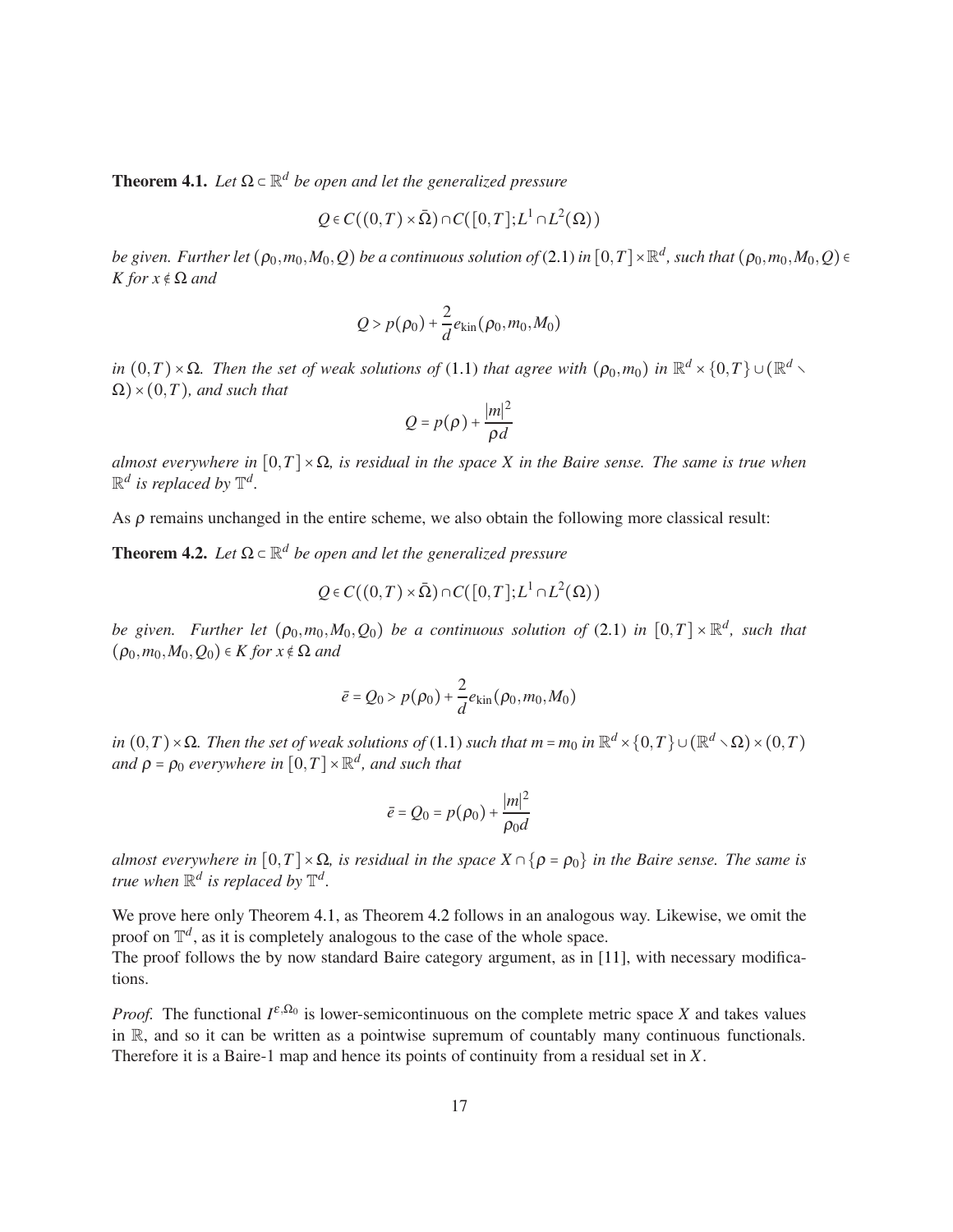**Theorem 4.1.** *Let $\Omega \subset \mathbb{R}^d$ be open and let the generalized pressure*

$$Q \in C((0,T) \times \bar{\Omega}) \cap C([0,T]; L^1 \cap L^2(\Omega))$$

*be given. Further let $(\rho_0, m_0, M_0, Q)$ be a continuous solution of* (2.1) *in $[0,T] \times \mathbb{R}^d$, such that $(\rho_0, m_0, M_0, Q) \in K$ for $x \notin \Omega$ and*

$$Q > p(\rho_0) + \frac{2}{d} e_{\text{kin}}(\rho_0, m_0, M_0)$$

*in $(0,T) \times \Omega$. Then the set of weak solutions of* (1.1) *that agree with $(\rho_0, m_0)$ in $\mathbb{R}^d \times \{0,T\} \cup (\mathbb{R}^d \setminus \Omega) \times (0,T)$, and such that*

$$Q = p(\rho) + \frac{|m|^2}{\rho d}$$

*almost everywhere in $[0,T] \times \Omega$, is residual in the space $X$ in the Baire sense. The same is true when $\mathbb{R}^d$ is replaced by $\mathbb{T}^d$.*

As $\rho$ remains unchanged in the entire scheme, we also obtain the following more classical result:

**Theorem 4.2.** *Let $\Omega \subset \mathbb{R}^d$ be open and let the generalized pressure*

$$Q \in C((0,T) \times \bar{\Omega}) \cap C([0,T]; L^1 \cap L^2(\Omega))$$

*be given. Further let $(\rho_0, m_0, M_0, Q_0)$ be a continuous solution of* (2.1) *in $[0,T] \times \mathbb{R}^d$, such that $(\rho_0, m_0, M_0, Q_0) \in K$ for $x \notin \Omega$ and*

$$\bar{e} = Q_0 > p(\rho_0) + \frac{2}{d} e_{\text{kin}}(\rho_0, m_0, M_0)$$

*in $(0,T) \times \Omega$. Then the set of weak solutions of* (1.1) *such that $m = m_0$ in $\mathbb{R}^d \times \{0,T\} \cup (\mathbb{R}^d \setminus \Omega) \times (0,T)$ and $\rho = \rho_0$ everywhere in $[0,T] \times \mathbb{R}^d$, and such that*

$$\bar{e} = Q_0 = p(\rho_0) + \frac{|m|^2}{\rho_0 d}$$

*almost everywhere in $[0,T] \times \Omega$, is residual in the space $X \cap \{\rho = \rho_0\}$ in the Baire sense. The same is true when $\mathbb{R}^d$ is replaced by $\mathbb{T}^d$.*

We prove here only Theorem 4.1, as Theorem 4.2 follows in an analogous way. Likewise, we omit the proof on $\mathbb{T}^d$, as it is completely analogous to the case of the whole space.
The proof follows the by now standard Baire category argument, as in [11], with necessary modifications.

*Proof.* The functional $I^{\varepsilon, \Omega_0}$ is lower-semicontinuous on the complete metric space $X$ and takes values in $\mathbb{R}$, and so it can be written as a pointwise supremum of countably many continuous functionals. Therefore it is a Baire-1 map and hence its points of continuity from a residual set in $X$.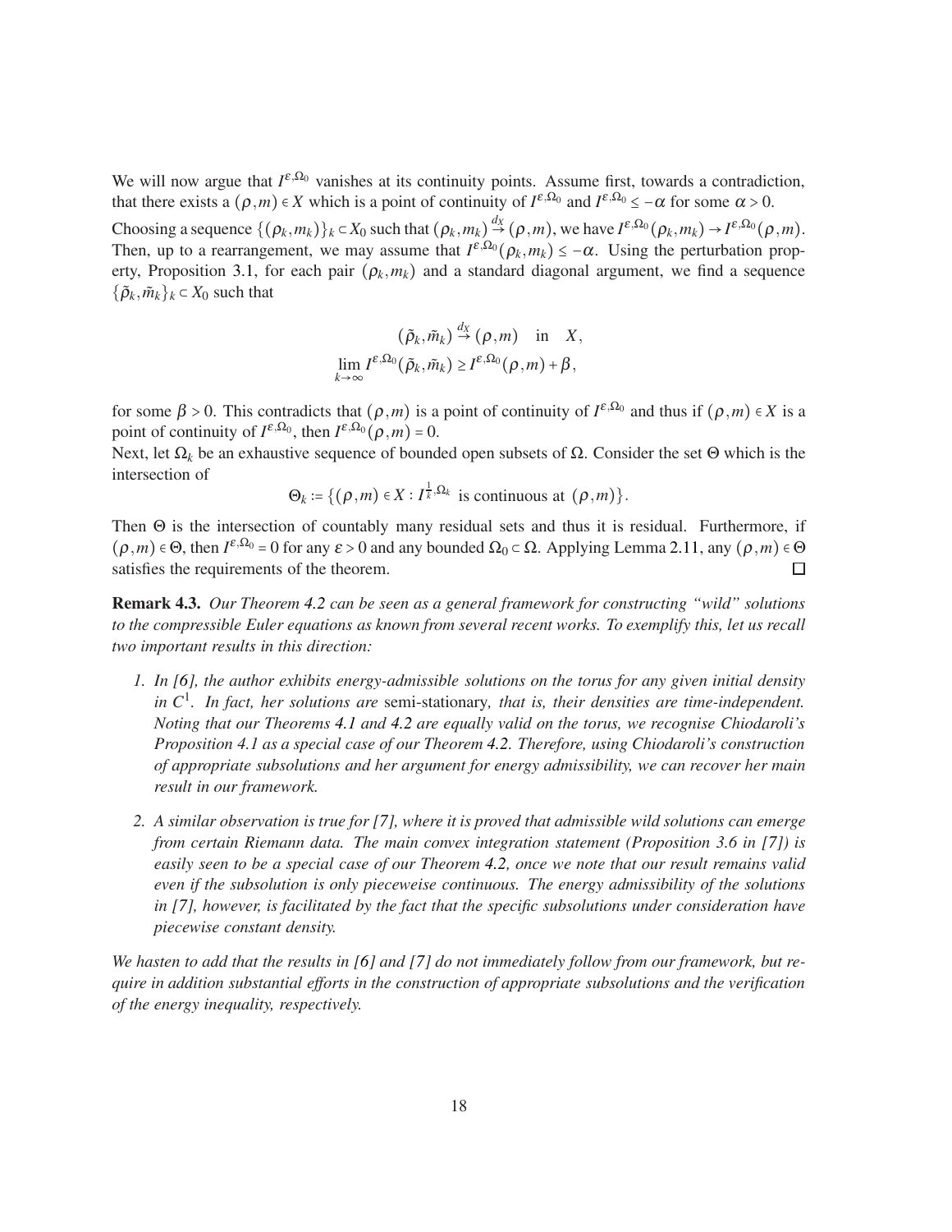We will now argue that $I^{\varepsilon,\Omega_0}$ vanishes at its continuity points. Assume first, towards a contradiction, that there exists a $(\rho,m) \in X$ which is a point of continuity of $I^{\varepsilon,\Omega_0}$ and $I^{\varepsilon,\Omega_0} \leq -\alpha$ for some $\alpha > 0$.

Choosing a sequence $\{(\rho_k,m_k)\}_k \subset X_0$ such that $(\rho_k,m_k) \overset{d_X}{\to} (\rho,m)$, we have $I^{\varepsilon,\Omega_0}(\rho_k,m_k) \to I^{\varepsilon,\Omega_0}(\rho,m)$. Then, up to a rearrangement, we may assume that $I^{\varepsilon,\Omega_0}(\rho_k,m_k) \leq -\alpha$. Using the perturbation property, Proposition 3.1, for each pair $(\rho_k,m_k)$ and a standard diagonal argument, we find a sequence $\{\tilde{\rho}_k,\tilde{m}_k\}_k \subset X_0$ such that

$$
\begin{aligned}
(\tilde{\rho}_k,\tilde{m}_k) &\overset{d_X}{\to} (\rho,m) \quad \text{in} \quad X, \\
\lim_{k\to\infty} I^{\varepsilon,\Omega_0}(\tilde{\rho}_k,\tilde{m}_k) &\geq I^{\varepsilon,\Omega_0}(\rho,m) + \beta,
\end{aligned}
$$

for some $\beta > 0$. This contradicts that $(\rho,m)$ is a point of continuity of $I^{\varepsilon,\Omega_0}$ and thus if $(\rho,m) \in X$ is a point of continuity of $I^{\varepsilon,\Omega_0}$, then $I^{\varepsilon,\Omega_0}(\rho,m) = 0$.

Next, let $\Omega_k$ be an exhaustive sequence of bounded open subsets of $\Omega$. Consider the set $\Theta$ which is the intersection of

$$
\Theta_k := \{(\rho,m) \in X : I^{\frac{1}{k},\Omega_k} \text{ is continuous at } (\rho,m)\}.
$$

Then $\Theta$ is the intersection of countably many residual sets and thus it is residual. Furthermore, if $(\rho,m) \in \Theta$, then $I^{\varepsilon,\Omega_0} = 0$ for any $\varepsilon > 0$ and any bounded $\Omega_0 \subset \Omega$. Applying Lemma 2.11, any $(\rho,m) \in \Theta$ satisfies the requirements of the theorem. $\square$

**Remark 4.3.** *Our Theorem 4.2 can be seen as a general framework for constructing "wild" solutions to the compressible Euler equations as known from several recent works. To exemplify this, let us recall two important results in this direction:*

1. *In [6], the author exhibits energy-admissible solutions on the torus for any given initial density in $C^1$. In fact, her solutions are* semi-stationary*, that is, their densities are time-independent. Noting that our Theorems 4.1 and 4.2 are equally valid on the torus, we recognise Chiodaroli's Proposition 4.1 as a special case of our Theorem 4.2. Therefore, using Chiodaroli's construction of appropriate subsolutions and her argument for energy admissibility, we can recover her main result in our framework.*

2. *A similar observation is true for [7], where it is proved that admissible wild solutions can emerge from certain Riemann data. The main convex integration statement (Proposition 3.6 in [7]) is easily seen to be a special case of our Theorem 4.2, once we note that our result remains valid even if the subsolution is only pieceweise continuous. The energy admissibility of the solutions in [7], however, is facilitated by the fact that the specific subsolutions under consideration have piecewise constant density.*

*We hasten to add that the results in [6] and [7] do not immediately follow from our framework, but require in addition substantial efforts in the construction of appropriate subsolutions and the verification of the energy inequality, respectively.*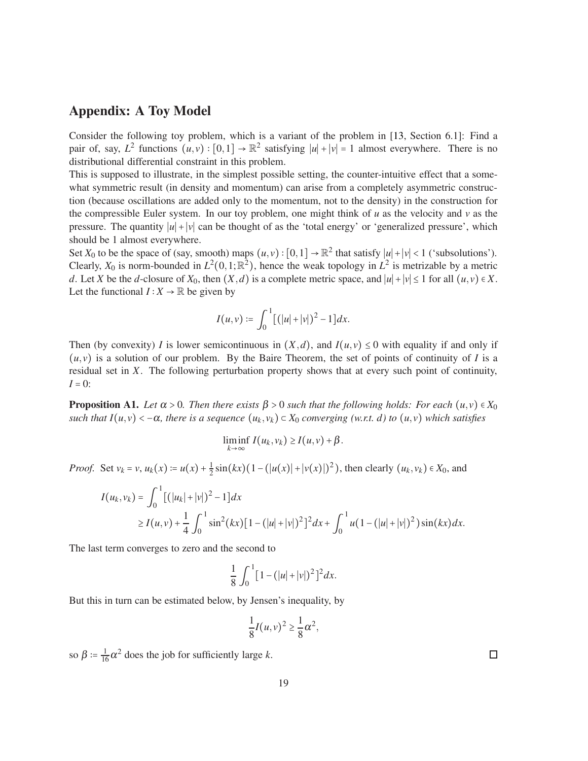## Appendix: A Toy Model

Consider the following toy problem, which is a variant of the problem in [13, Section 6.1]: Find a pair of, say, $L^2$ functions $(u,v):[0,1]\to\mathbb{R}^2$ satisfying $|u|+|v|=1$ almost everywhere. There is no distributional differential constraint in this problem.

This is supposed to illustrate, in the simplest possible setting, the counter-intuitive effect that a somewhat symmetric result (in density and momentum) can arise from a completely asymmetric construction (because oscillations are added only to the momentum, not to the density) in the construction for the compressible Euler system. In our toy problem, one might think of $u$ as the velocity and $v$ as the pressure. The quantity $|u|+|v|$ can be thought of as the 'total energy' or 'generalized pressure', which should be 1 almost everywhere.

Set $X_0$ to be the space of (say, smooth) maps $(u,v):[0,1]\to\mathbb{R}^2$ that satisfy $|u|+|v|<1$ ('subsolutions'). Clearly, $X_0$ is norm-bounded in $L^2(0,1;\mathbb{R}^2)$, hence the weak topology in $L^2$ is metrizable by a metric $d$. Let $X$ be the $d$-closure of $X_0$, then $(X,d)$ is a complete metric space, and $|u|+|v|\leq 1$ for all $(u,v)\in X$. Let the functional $I:X\to\mathbb{R}$ be given by

$$I(u,v):=\int_0^1\left[(|u|+|v|)^2-1\right]dx.$$

Then (by convexity) $I$ is lower semicontinuous in $(X,d)$, and $I(u,v)\leq 0$ with equality if and only if $(u,v)$ is a solution of our problem. By the Baire Theorem, the set of points of continuity of $I$ is a residual set in $X$. The following perturbation property shows that at every such point of continuity, $I=0$:

**Proposition A1.** *Let $\alpha>0$. Then there exists $\beta>0$ such that the following holds: For each $(u,v)\in X_0$ such that $I(u,v)<-\alpha$, there is a sequence $(u_k,v_k)\subset X_0$ converging (w.r.t. $d$) to $(u,v)$ which satisfies*

$$\liminf_{k\to\infty} I(u_k,v_k)\geq I(u,v)+\beta.$$

*Proof.* Set $v_k=v$, $u_k(x):=u(x)+\frac{1}{2}\sin(kx)(1-(|u(x)|+|v(x)|)^2)$, then clearly $(u_k,v_k)\in X_0$, and

$$\begin{aligned}I(u_k,v_k)&=\int_0^1\left[(|u_k|+|v|)^2-1\right]dx\\&\geq I(u,v)+\frac{1}{4}\int_0^1\sin^2(kx)\left[1-(|u|+|v|)^2\right]^2dx+\int_0^1 u(1-(|u|+|v|)^2)\sin(kx)dx.\end{aligned}$$

The last term converges to zero and the second to

$$\frac{1}{8}\int_0^1\left[1-(|u|+|v|)^2\right]^2dx.$$

But this in turn can be estimated below, by Jensen's inequality, by

$$\frac{1}{8}I(u,v)^2\geq\frac{1}{8}\alpha^2,$$

so $\beta:=\frac{1}{16}\alpha^2$ does the job for sufficiently large $k$. □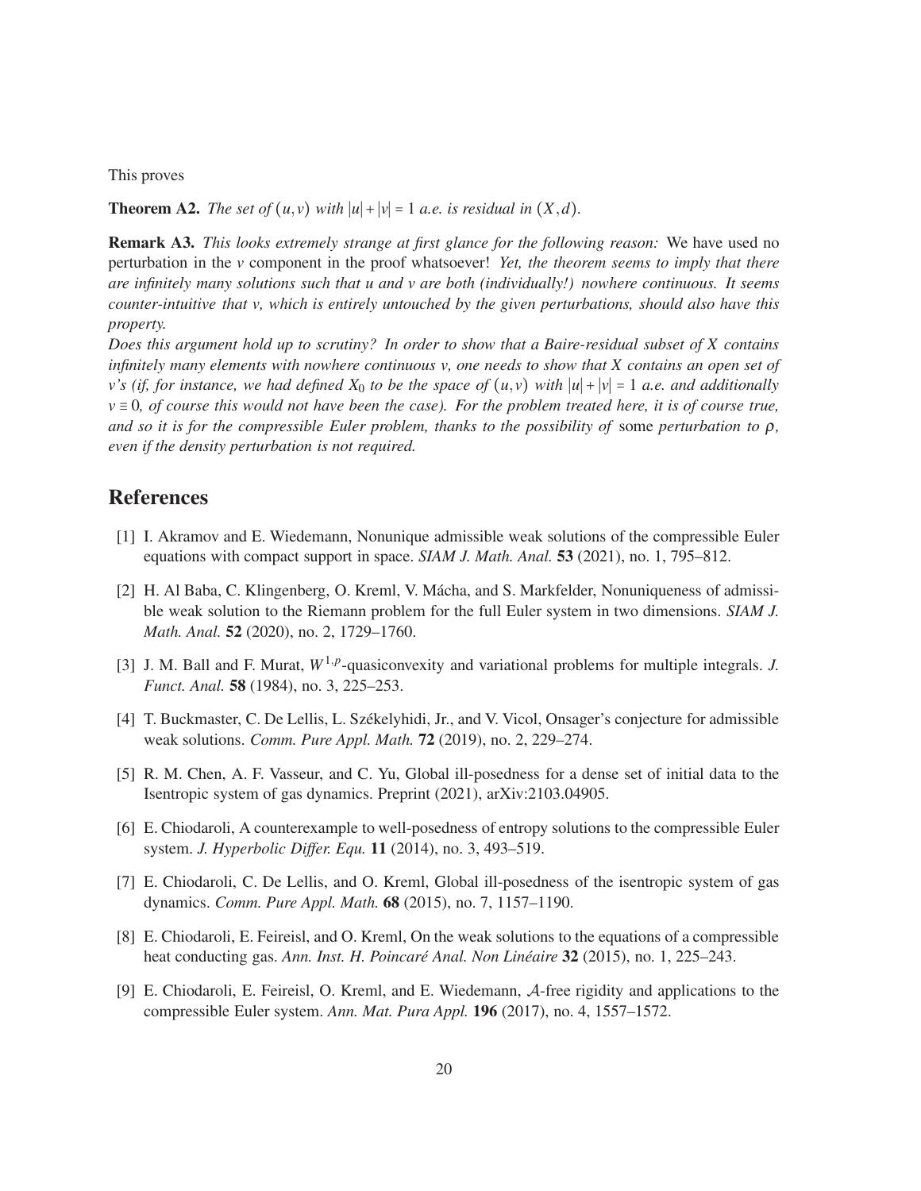This proves

**Theorem A2.** *The set of $(u,v)$ with $|u|+|v|=1$ a.e. is residual in $(X,d)$.*

**Remark A3.** *This looks extremely strange at first glance for the following reason:* We have used no perturbation in the $v$ component in the proof whatsoever! *Yet, the theorem seems to imply that there are infinitely many solutions such that $u$ and $v$ are both (individually!) nowhere continuous. It seems counter-intuitive that $v$, which is entirely untouched by the given perturbations, should also have this property.*

*Does this argument hold up to scrutiny? In order to show that a Baire-residual subset of $X$ contains infinitely many elements with nowhere continuous $v$, one needs to show that $X$ contains an open set of $v$'s (if, for instance, we had defined $X_0$ to be the space of $(u,v)$ with $|u|+|v|=1$ a.e. and additionally $v \equiv 0$, of course this would not have been the case). For the problem treated here, it is of course true, and so it is for the compressible Euler problem, thanks to the possibility of* some *perturbation to $\rho$, even if the density perturbation is not required.*

## References

[1] I. Akramov and E. Wiedemann, Nonunique admissible weak solutions of the compressible Euler equations with compact support in space. *SIAM J. Math. Anal.* **53** (2021), no. 1, 795–812.

[2] H. Al Baba, C. Klingenberg, O. Kreml, V. Mácha, and S. Markfelder, Nonuniqueness of admissible weak solution to the Riemann problem for the full Euler system in two dimensions. *SIAM J. Math. Anal.* **52** (2020), no. 2, 1729–1760.

[3] J. M. Ball and F. Murat, $W^{1,p}$-quasiconvexity and variational problems for multiple integrals. *J. Funct. Anal.* **58** (1984), no. 3, 225–253.

[4] T. Buckmaster, C. De Lellis, L. Székelyhidi, Jr., and V. Vicol, Onsager's conjecture for admissible weak solutions. *Comm. Pure Appl. Math.* **72** (2019), no. 2, 229–274.

[5] R. M. Chen, A. F. Vasseur, and C. Yu, Global ill-posedness for a dense set of initial data to the Isentropic system of gas dynamics. Preprint (2021), arXiv:2103.04905.

[6] E. Chiodaroli, A counterexample to well-posedness of entropy solutions to the compressible Euler system. *J. Hyperbolic Differ. Equ.* **11** (2014), no. 3, 493–519.

[7] E. Chiodaroli, C. De Lellis, and O. Kreml, Global ill-posedness of the isentropic system of gas dynamics. *Comm. Pure Appl. Math.* **68** (2015), no. 7, 1157–1190.

[8] E. Chiodaroli, E. Feireisl, and O. Kreml, On the weak solutions to the equations of a compressible heat conducting gas. *Ann. Inst. H. Poincaré Anal. Non Linéaire* **32** (2015), no. 1, 225–243.

[9] E. Chiodaroli, E. Feireisl, O. Kreml, and E. Wiedemann, $\mathcal{A}$-free rigidity and applications to the compressible Euler system. *Ann. Mat. Pura Appl.* **196** (2017), no. 4, 1557–1572.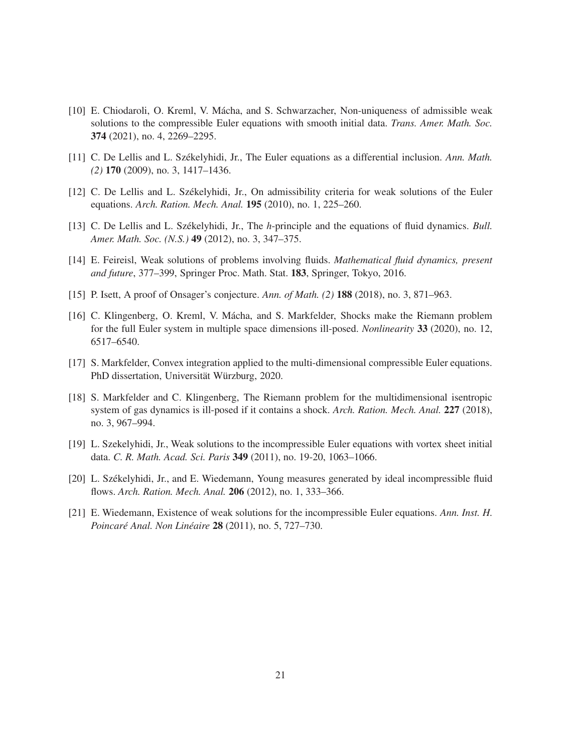[10] E. Chiodaroli, O. Kreml, V. Mácha, and S. Schwarzacher, Non-uniqueness of admissible weak solutions to the compressible Euler equations with smooth initial data. *Trans. Amer. Math. Soc.* **374** (2021), no. 4, 2269–2295.

[11] C. De Lellis and L. Székelyhidi, Jr., The Euler equations as a differential inclusion. *Ann. Math. (2)* **170** (2009), no. 3, 1417–1436.

[12] C. De Lellis and L. Székelyhidi, Jr., On admissibility criteria for weak solutions of the Euler equations. *Arch. Ration. Mech. Anal.* **195** (2010), no. 1, 225–260.

[13] C. De Lellis and L. Székelyhidi, Jr., The *h*-principle and the equations of fluid dynamics. *Bull. Amer. Math. Soc. (N.S.)* **49** (2012), no. 3, 347–375.

[14] E. Feireisl, Weak solutions of problems involving fluids. *Mathematical fluid dynamics, present and future*, 377–399, Springer Proc. Math. Stat. **183**, Springer, Tokyo, 2016.

[15] P. Isett, A proof of Onsager's conjecture. *Ann. of Math. (2)* **188** (2018), no. 3, 871–963.

[16] C. Klingenberg, O. Kreml, V. Mácha, and S. Markfelder, Shocks make the Riemann problem for the full Euler system in multiple space dimensions ill-posed. *Nonlinearity* **33** (2020), no. 12, 6517–6540.

[17] S. Markfelder, Convex integration applied to the multi-dimensional compressible Euler equations. PhD dissertation, Universität Würzburg, 2020.

[18] S. Markfelder and C. Klingenberg, The Riemann problem for the multidimensional isentropic system of gas dynamics is ill-posed if it contains a shock. *Arch. Ration. Mech. Anal.* **227** (2018), no. 3, 967–994.

[19] L. Szekelyhidi, Jr., Weak solutions to the incompressible Euler equations with vortex sheet initial data. *C. R. Math. Acad. Sci. Paris* **349** (2011), no. 19-20, 1063–1066.

[20] L. Székelyhidi, Jr., and E. Wiedemann, Young measures generated by ideal incompressible fluid flows. *Arch. Ration. Mech. Anal.* **206** (2012), no. 1, 333–366.

[21] E. Wiedemann, Existence of weak solutions for the incompressible Euler equations. *Ann. Inst. H. Poincaré Anal. Non Linéaire* **28** (2011), no. 5, 727–730.